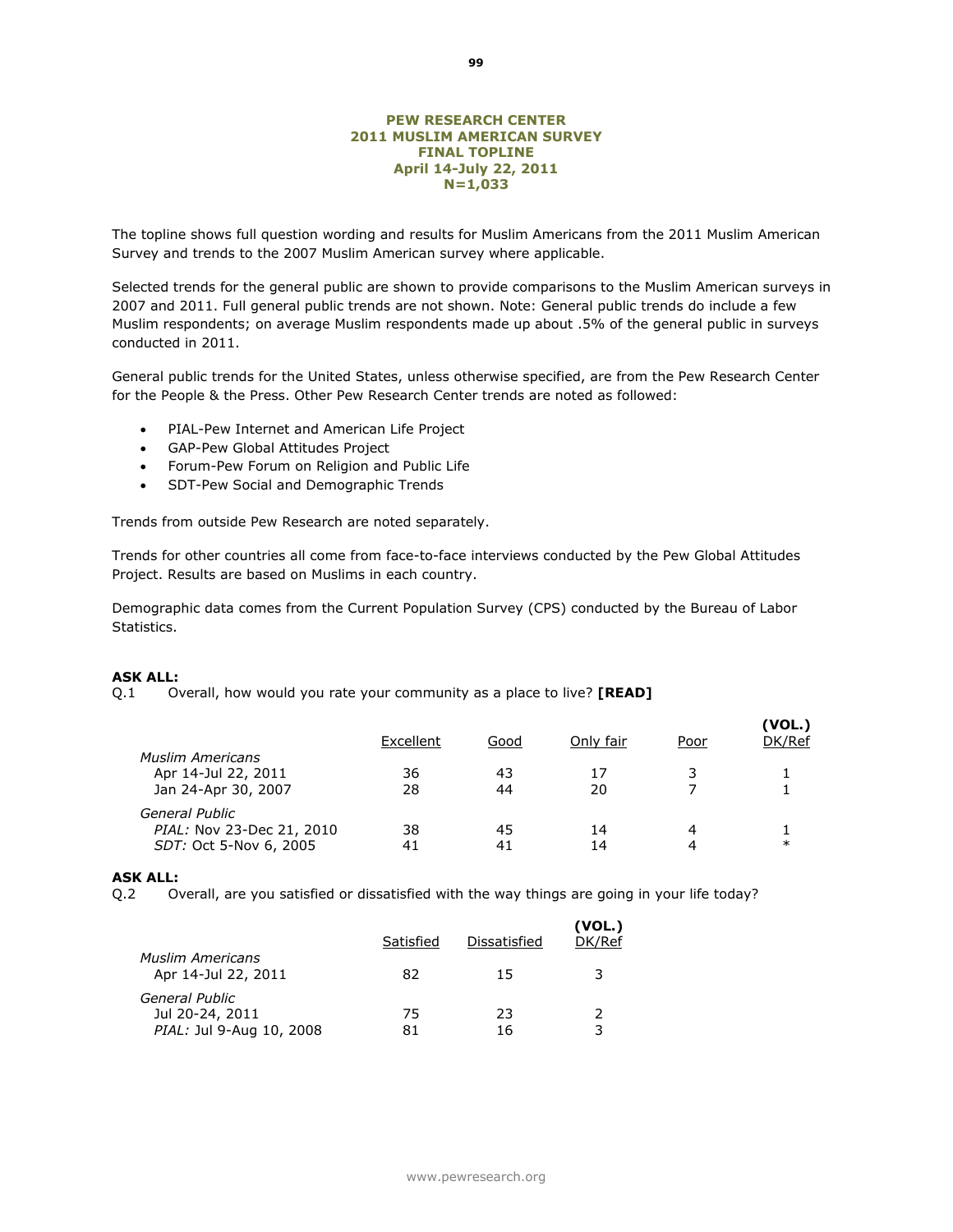**PEW RESEARCH CENTER**
**2011 MUSLIM AMERICAN SURVEY**
**FINAL TOPLINE**
**April 14-July 22, 2011**
**N=1,033**

The topline shows full question wording and results for Muslim Americans from the 2011 Muslim American Survey and trends to the 2007 Muslim American survey where applicable.

Selected trends for the general public are shown to provide comparisons to the Muslim American surveys in 2007 and 2011. Full general public trends are not shown. Note: General public trends do include a few Muslim respondents; on average Muslim respondents made up about .5% of the general public in surveys conducted in 2011.

General public trends for the United States, unless otherwise specified, are from the Pew Research Center for the People & the Press. Other Pew Research Center trends are noted as followed:

- PIAL-Pew Internet and American Life Project
- GAP-Pew Global Attitudes Project
- Forum-Pew Forum on Religion and Public Life
- SDT-Pew Social and Demographic Trends

Trends from outside Pew Research are noted separately.

Trends for other countries all come from face-to-face interviews conducted by the Pew Global Attitudes Project. Results are based on Muslims in each country.

Demographic data comes from the Current Population Survey (CPS) conducted by the Bureau of Labor Statistics.

**ASK ALL:**
Q.1 Overall, how would you rate your community as a place to live? **[READ]**

| | Excellent | Good | Only fair | Poor | (VOL.) DK/Ref |
|---|---|---|---|---|---|
| *Muslim Americans* | | | | | |
| Apr 14-Jul 22, 2011 | 36 | 43 | 17 | 3 | 1 |
| Jan 24-Apr 30, 2007 | 28 | 44 | 20 | 7 | 1 |
| *General Public* | | | | | |
| *PIAL:* Nov 23-Dec 21, 2010 | 38 | 45 | 14 | 4 | 1 |
| *SDT:* Oct 5-Nov 6, 2005 | 41 | 41 | 14 | 4 | * |

**ASK ALL:**
Q.2 Overall, are you satisfied or dissatisfied with the way things are going in your life today?

| | Satisfied | Dissatisfied | (VOL.) DK/Ref |
|---|---|---|---|
| *Muslim Americans* | | | |
| Apr 14-Jul 22, 2011 | 82 | 15 | 3 |
| *General Public* | | | |
| Jul 20-24, 2011 | 75 | 23 | 2 |
| *PIAL:* Jul 9-Aug 10, 2008 | 81 | 16 | 3 |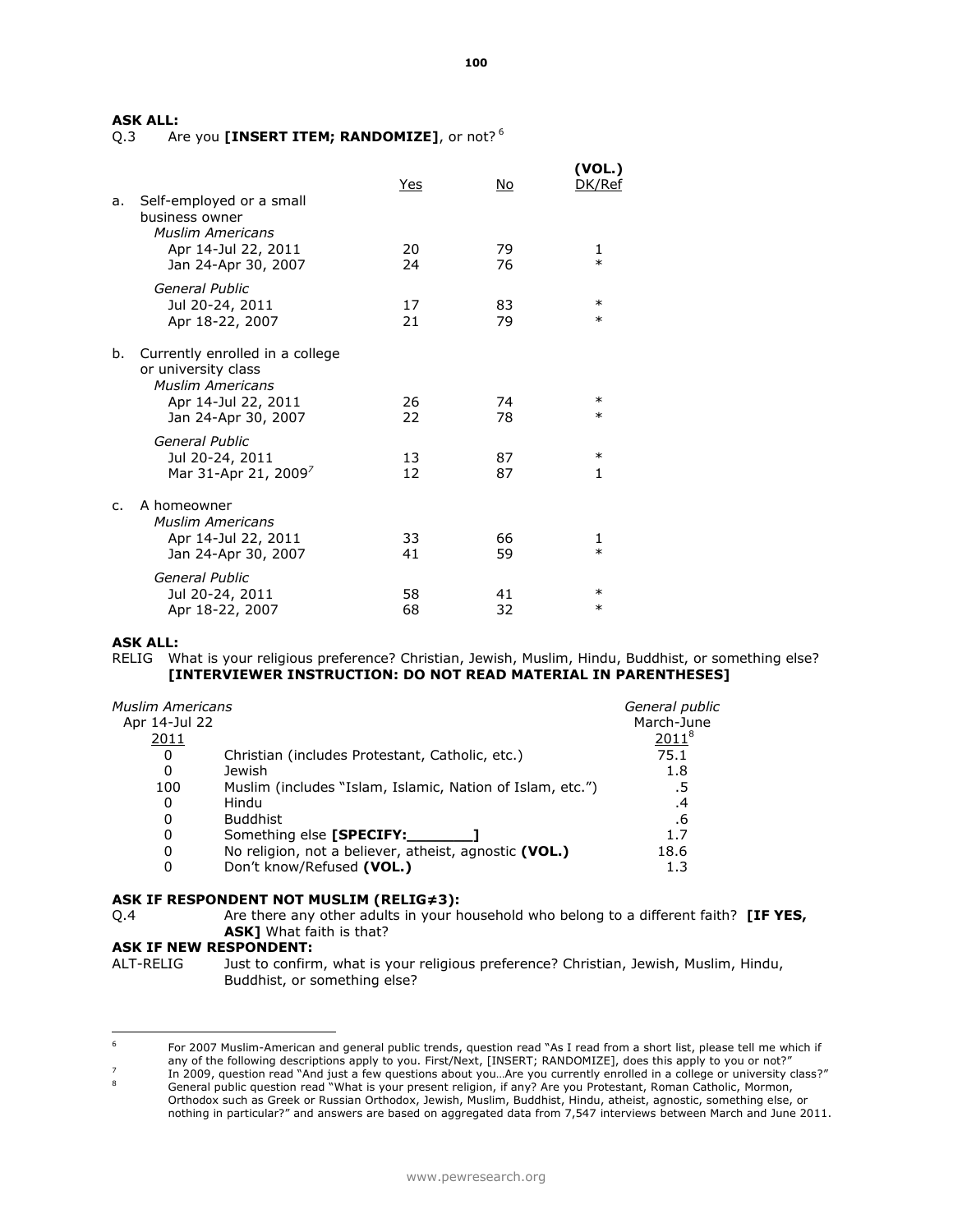**ASK ALL:**

Q.3 Are you **[INSERT ITEM; RANDOMIZE]**, or not?[6]

| | Yes | No | (VOL.) DK/Ref |
|---|---|---|---|
| a. Self-employed or a small business owner | | | |
| *Muslim Americans* | | | |
| Apr 14-Jul 22, 2011 | 20 | 79 | 1 |
| Jan 24-Apr 30, 2007 | 24 | 76 | * |
| *General Public* | | | |
| Jul 20-24, 2011 | 17 | 83 | * |
| Apr 18-22, 2007 | 21 | 79 | * |
| b. Currently enrolled in a college or university class | | | |
| *Muslim Americans* | | | |
| Apr 14-Jul 22, 2011 | 26 | 74 | * |
| Jan 24-Apr 30, 2007 | 22 | 78 | * |
| *General Public* | | | |
| Jul 20-24, 2011 | 13 | 87 | * |
| Mar 31-Apr 21, 2009[7] | 12 | 87 | 1 |
| c. A homeowner | | | |
| *Muslim Americans* | | | |
| Apr 14-Jul 22, 2011 | 33 | 66 | 1 |
| Jan 24-Apr 30, 2007 | 41 | 59 | * |
| *General Public* | | | |
| Jul 20-24, 2011 | 58 | 41 | * |
| Apr 18-22, 2007 | 68 | 32 | * |

**ASK ALL:**

RELIG What is your religious preference? Christian, Jewish, Muslim, Hindu, Buddhist, or something else? **[INTERVIEWER INSTRUCTION: DO NOT READ MATERIAL IN PARENTHESES]**

| *Muslim Americans* Apr 14-Jul 22 2011 | | *General public* March-June 2011[8] |
|---|---|---|
| 0 | Christian (includes Protestant, Catholic, etc.) | 75.1 |
| 0 | Jewish | 1.8 |
| 100 | Muslim (includes "Islam, Islamic, Nation of Islam, etc.") | .5 |
| 0 | Hindu | .4 |
| 0 | Buddhist | .6 |
| 0 | Something else **[SPECIFY:_______]** | 1.7 |
| 0 | No religion, not a believer, atheist, agnostic **(VOL.)** | 18.6 |
| 0 | Don't know/Refused **(VOL.)** | 1.3 |

**ASK IF RESPONDENT NOT MUSLIM (RELIG≠3):**

Q.4 Are there any other adults in your household who belong to a different faith? **[IF YES, ASK]** What faith is that?

**ASK IF NEW RESPONDENT:**

ALT-RELIG Just to confirm, what is your religious preference? Christian, Jewish, Muslim, Hindu, Buddhist, or something else?

---

[6] For 2007 Muslim-American and general public trends, question read "As I read from a short list, please tell me which if any of the following descriptions apply to you. First/Next, [INSERT; RANDOMIZE], does this apply to you or not?"

[7] In 2009, question read "And just a few questions about you…Are you currently enrolled in a college or university class?"

[8] General public question read "What is your present religion, if any? Are you Protestant, Roman Catholic, Mormon, Orthodox such as Greek or Russian Orthodox, Jewish, Muslim, Buddhist, Hindu, atheist, agnostic, something else, or nothing in particular?" and answers are based on aggregated data from 7,547 interviews between March and June 2011.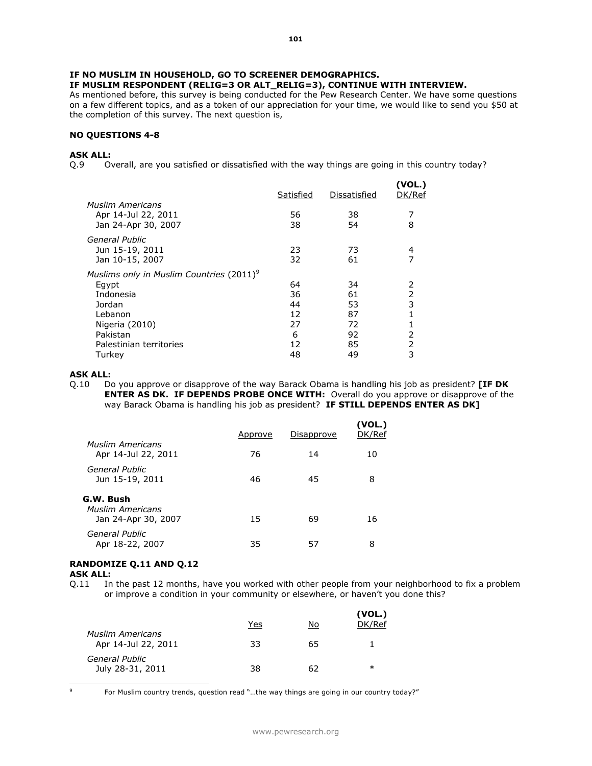**IF NO MUSLIM IN HOUSEHOLD, GO TO SCREENER DEMOGRAPHICS.**
**IF MUSLIM RESPONDENT (RELIG=3 OR ALT_RELIG=3), CONTINUE WITH INTERVIEW.**
As mentioned before, this survey is being conducted for the Pew Research Center. We have some questions on a few different topics, and as a token of our appreciation for your time, we would like to send you $50 at the completion of this survey. The next question is,

**NO QUESTIONS 4-8**

**ASK ALL:**
Q.9 Overall, are you satisfied or dissatisfied with the way things are going in this country today?

| | Satisfied | Dissatisfied | (VOL.) DK/Ref |
|---|---|---|---|
| *Muslim Americans* | | | |
| Apr 14-Jul 22, 2011 | 56 | 38 | 7 |
| Jan 24-Apr 30, 2007 | 38 | 54 | 8 |
| *General Public* | | | |
| Jun 15-19, 2011 | 23 | 73 | 4 |
| Jan 10-15, 2007 | 32 | 61 | 7 |
| *Muslims only in Muslim Countries (2011)*[9] | | | |
| Egypt | 64 | 34 | 2 |
| Indonesia | 36 | 61 | 2 |
| Jordan | 44 | 53 | 3 |
| Lebanon | 12 | 87 | 1 |
| Nigeria (2010) | 27 | 72 | 1 |
| Pakistan | 6 | 92 | 2 |
| Palestinian territories | 12 | 85 | 2 |
| Turkey | 48 | 49 | 3 |

**ASK ALL:**
Q.10 Do you approve or disapprove of the way Barack Obama is handling his job as president? **[IF DK ENTER AS DK. IF DEPENDS PROBE ONCE WITH:** Overall do you approve or disapprove of the way Barack Obama is handling his job as president? **IF STILL DEPENDS ENTER AS DK]**

| | Approve | Disapprove | (VOL.) DK/Ref |
|---|---|---|---|
| *Muslim Americans* | | | |
| Apr 14-Jul 22, 2011 | 76 | 14 | 10 |
| *General Public* | | | |
| Jun 15-19, 2011 | 46 | 45 | 8 |
| **G.W. Bush** | | | |
| *Muslim Americans* | | | |
| Jan 24-Apr 30, 2007 | 15 | 69 | 16 |
| *General Public* | | | |
| Apr 18-22, 2007 | 35 | 57 | 8 |

**RANDOMIZE Q.11 AND Q.12**
**ASK ALL:**
Q.11 In the past 12 months, have you worked with other people from your neighborhood to fix a problem or improve a condition in your community or elsewhere, or haven't you done this?

| | Yes | No | (VOL.) DK/Ref |
|---|---|---|---|
| *Muslim Americans* | | | |
| Apr 14-Jul 22, 2011 | 33 | 65 | 1 |
| *General Public* | | | |
| July 28-31, 2011 | 38 | 62 | * |

[9] For Muslim country trends, question read "…the way things are going in our country today?"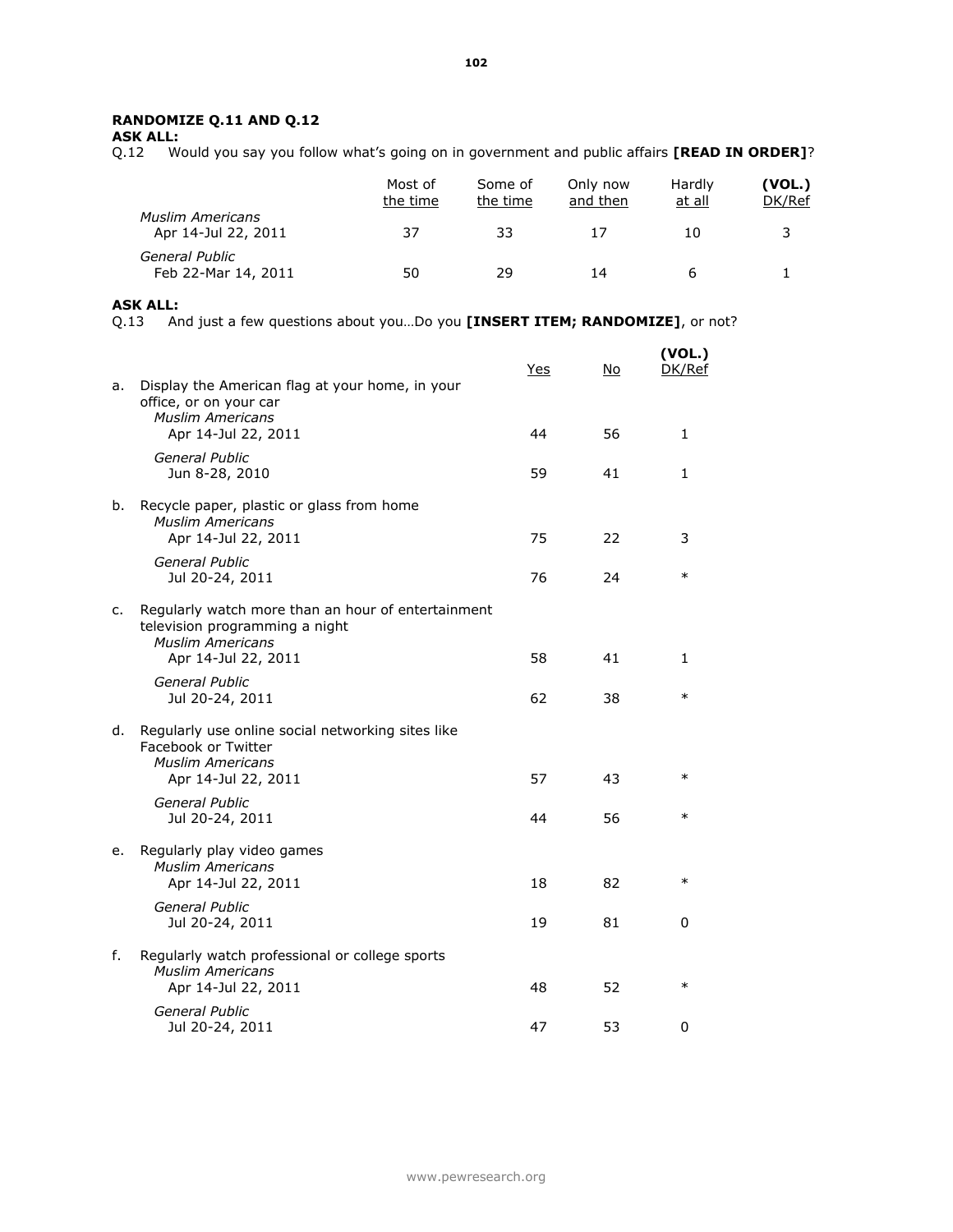**RANDOMIZE Q.11 AND Q.12**

**ASK ALL:**

Q.12 Would you say you follow what's going on in government and public affairs **[READ IN ORDER]**?

| | Most of the time | Some of the time | Only now and then | Hardly at all | **(VOL.)** DK/Ref |
|---|---|---|---|---|---|
| *Muslim Americans* Apr 14-Jul 22, 2011 | 37 | 33 | 17 | 10 | 3 |
| *General Public* Feb 22-Mar 14, 2011 | 50 | 29 | 14 | 6 | 1 |

**ASK ALL:**

Q.13 And just a few questions about you…Do you **[INSERT ITEM; RANDOMIZE]**, or not?

| | Yes | No | **(VOL.)** DK/Ref |
|---|---|---|---|
| a. Display the American flag at your home, in your office, or on your car | | | |
| *Muslim Americans* Apr 14-Jul 22, 2011 | 44 | 56 | 1 |
| *General Public* Jun 8-28, 2010 | 59 | 41 | 1 |
| b. Recycle paper, plastic or glass from home | | | |
| *Muslim Americans* Apr 14-Jul 22, 2011 | 75 | 22 | 3 |
| *General Public* Jul 20-24, 2011 | 76 | 24 | * |
| c. Regularly watch more than an hour of entertainment television programming a night | | | |
| *Muslim Americans* Apr 14-Jul 22, 2011 | 58 | 41 | 1 |
| *General Public* Jul 20-24, 2011 | 62 | 38 | * |
| d. Regularly use online social networking sites like Facebook or Twitter | | | |
| *Muslim Americans* Apr 14-Jul 22, 2011 | 57 | 43 | * |
| *General Public* Jul 20-24, 2011 | 44 | 56 | * |
| e. Regularly play video games | | | |
| *Muslim Americans* Apr 14-Jul 22, 2011 | 18 | 82 | * |
| *General Public* Jul 20-24, 2011 | 19 | 81 | 0 |
| f. Regularly watch professional or college sports | | | |
| *Muslim Americans* Apr 14-Jul 22, 2011 | 48 | 52 | * |
| *General Public* Jul 20-24, 2011 | 47 | 53 | 0 |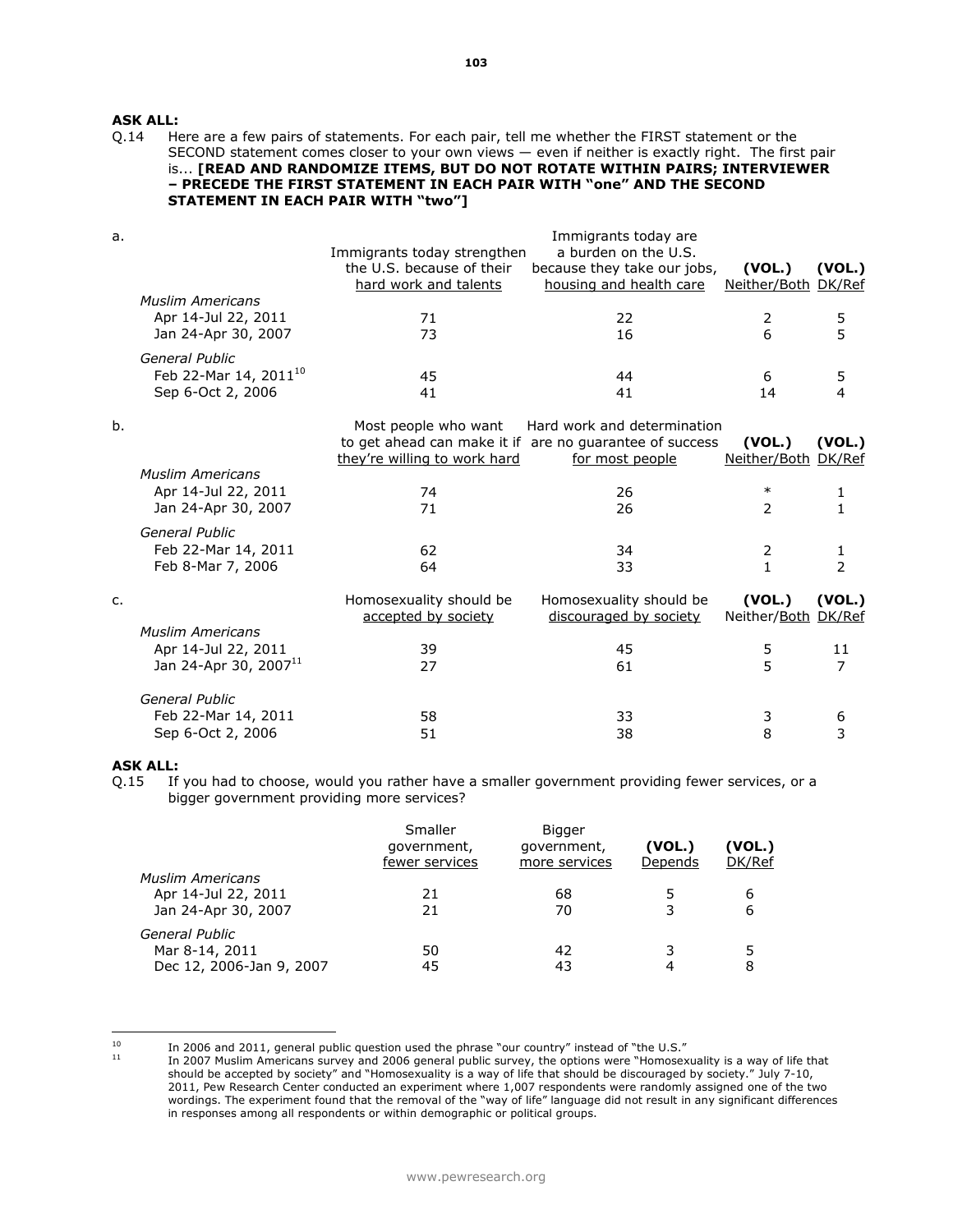**ASK ALL:**

Q.14 Here are a few pairs of statements. For each pair, tell me whether the FIRST statement or the SECOND statement comes closer to your own views — even if neither is exactly right. The first pair is... **[READ AND RANDOMIZE ITEMS, BUT DO NOT ROTATE WITHIN PAIRS; INTERVIEWER – PRECEDE THE FIRST STATEMENT IN EACH PAIR WITH "one" AND THE SECOND STATEMENT IN EACH PAIR WITH "two"]**

| a. | Immigrants today strengthen the U.S. because of their hard work and talents | Immigrants today are a burden on the U.S. because they take our jobs, housing and health care | (VOL.) Neither/Both | (VOL.) DK/Ref |
|---|---|---|---|---|
| *Muslim Americans* | | | | |
| Apr 14-Jul 22, 2011 | 71 | 22 | 2 | 5 |
| Jan 24-Apr 30, 2007 | 73 | 16 | 6 | 5 |
| *General Public* | | | | |
| Feb 22-Mar 14, 2011[10] | 45 | 44 | 6 | 5 |
| Sep 6-Oct 2, 2006 | 41 | 41 | 14 | 4 |

| b. | Most people who want to get ahead can make it if they're willing to work hard | Hard work and determination are no guarantee of success for most people | (VOL.) Neither/Both | (VOL.) DK/Ref |
|---|---|---|---|---|
| *Muslim Americans* | | | | |
| Apr 14-Jul 22, 2011 | 74 | 26 | * | 1 |
| Jan 24-Apr 30, 2007 | 71 | 26 | 2 | 1 |
| *General Public* | | | | |
| Feb 22-Mar 14, 2011 | 62 | 34 | 2 | 1 |
| Feb 8-Mar 7, 2006 | 64 | 33 | 1 | 2 |

| c. | Homosexuality should be accepted by society | Homosexuality should be discouraged by society | (VOL.) Neither/Both | (VOL.) DK/Ref |
|---|---|---|---|---|
| *Muslim Americans* | | | | |
| Apr 14-Jul 22, 2011 | 39 | 45 | 5 | 11 |
| Jan 24-Apr 30, 2007[11] | 27 | 61 | 5 | 7 |
| *General Public* | | | | |
| Feb 22-Mar 14, 2011 | 58 | 33 | 3 | 6 |
| Sep 6-Oct 2, 2006 | 51 | 38 | 8 | 3 |

**ASK ALL:**

Q.15 If you had to choose, would you rather have a smaller government providing fewer services, or a bigger government providing more services?

| | Smaller government, fewer services | Bigger government, more services | (VOL.) Depends | (VOL.) DK/Ref |
|---|---|---|---|---|
| *Muslim Americans* | | | | |
| Apr 14-Jul 22, 2011 | 21 | 68 | 5 | 6 |
| Jan 24-Apr 30, 2007 | 21 | 70 | 3 | 6 |
| *General Public* | | | | |
| Mar 8-14, 2011 | 50 | 42 | 3 | 5 |
| Dec 12, 2006-Jan 9, 2007 | 45 | 43 | 4 | 8 |

---

[10] In 2006 and 2011, general public question used the phrase "our country" instead of "the U.S."

[11] In 2007 Muslim Americans survey and 2006 general public survey, the options were "Homosexuality is a way of life that should be accepted by society" and "Homosexuality is a way of life that should be discouraged by society." July 7-10, 2011, Pew Research Center conducted an experiment where 1,007 respondents were randomly assigned one of the two wordings. The experiment found that the removal of the "way of life" language did not result in any significant differences in responses among all respondents or within demographic or political groups.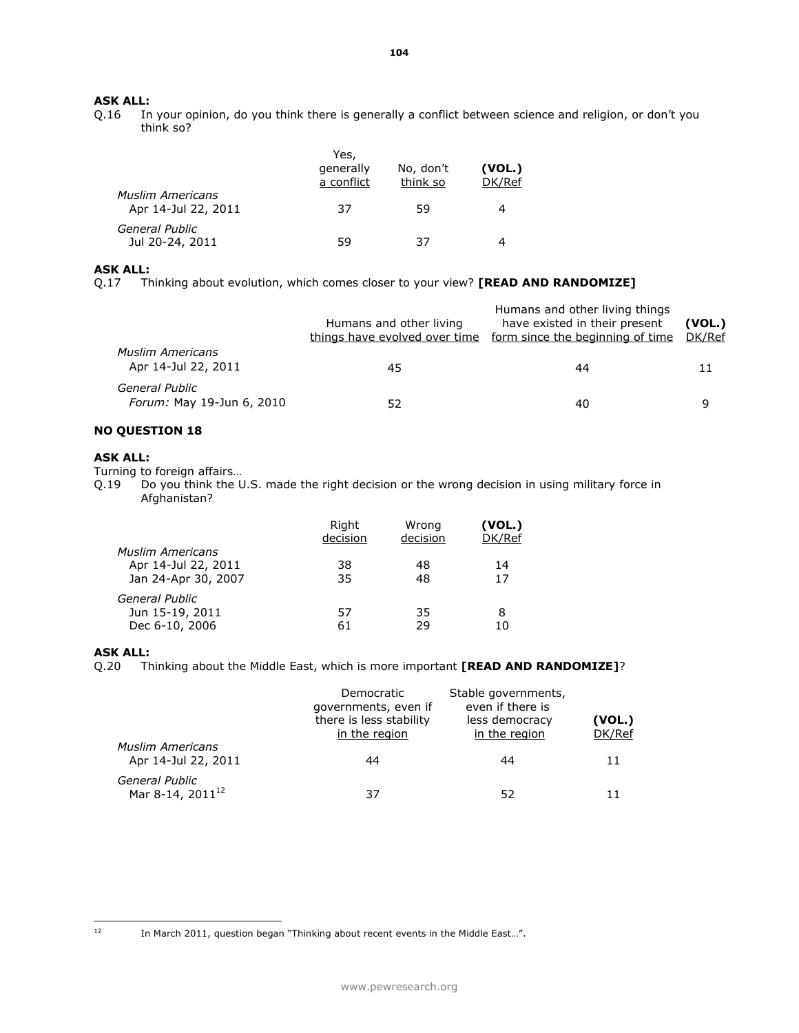**ASK ALL:**

Q.16 In your opinion, do you think there is generally a conflict between science and religion, or don't you think so?

| | Yes, generally a conflict | No, don't think so | (VOL.) DK/Ref |
|---|---|---|---|
| *Muslim Americans* | | | |
| Apr 14-Jul 22, 2011 | 37 | 59 | 4 |
| *General Public* | | | |
| Jul 20-24, 2011 | 59 | 37 | 4 |

**ASK ALL:**

Q.17 Thinking about evolution, which comes closer to your view? **[READ AND RANDOMIZE]**

| | Humans and other living things have evolved over time | Humans and other living things have existed in their present form since the beginning of time | (VOL.) DK/Ref |
|---|---|---|---|
| *Muslim Americans* | | | |
| Apr 14-Jul 22, 2011 | 45 | 44 | 11 |
| *General Public* | | | |
| *Forum:* May 19-Jun 6, 2010 | 52 | 40 | 9 |

**NO QUESTION 18**

**ASK ALL:**

Turning to foreign affairs…

Q.19 Do you think the U.S. made the right decision or the wrong decision in using military force in Afghanistan?

| | Right decision | Wrong decision | (VOL.) DK/Ref |
|---|---|---|---|
| *Muslim Americans* | | | |
| Apr 14-Jul 22, 2011 | 38 | 48 | 14 |
| Jan 24-Apr 30, 2007 | 35 | 48 | 17 |
| *General Public* | | | |
| Jun 15-19, 2011 | 57 | 35 | 8 |
| Dec 6-10, 2006 | 61 | 29 | 10 |

**ASK ALL:**

Q.20 Thinking about the Middle East, which is more important **[READ AND RANDOMIZE]**?

| | Democratic governments, even if there is less stability in the region | Stable governments, even if there is less democracy in the region | (VOL.) DK/Ref |
|---|---|---|---|
| *Muslim Americans* | | | |
| Apr 14-Jul 22, 2011 | 44 | 44 | 11 |
| *General Public* | | | |
| Mar 8-14, 2011[12] | 37 | 52 | 11 |

[12] In March 2011, question began "Thinking about recent events in the Middle East…".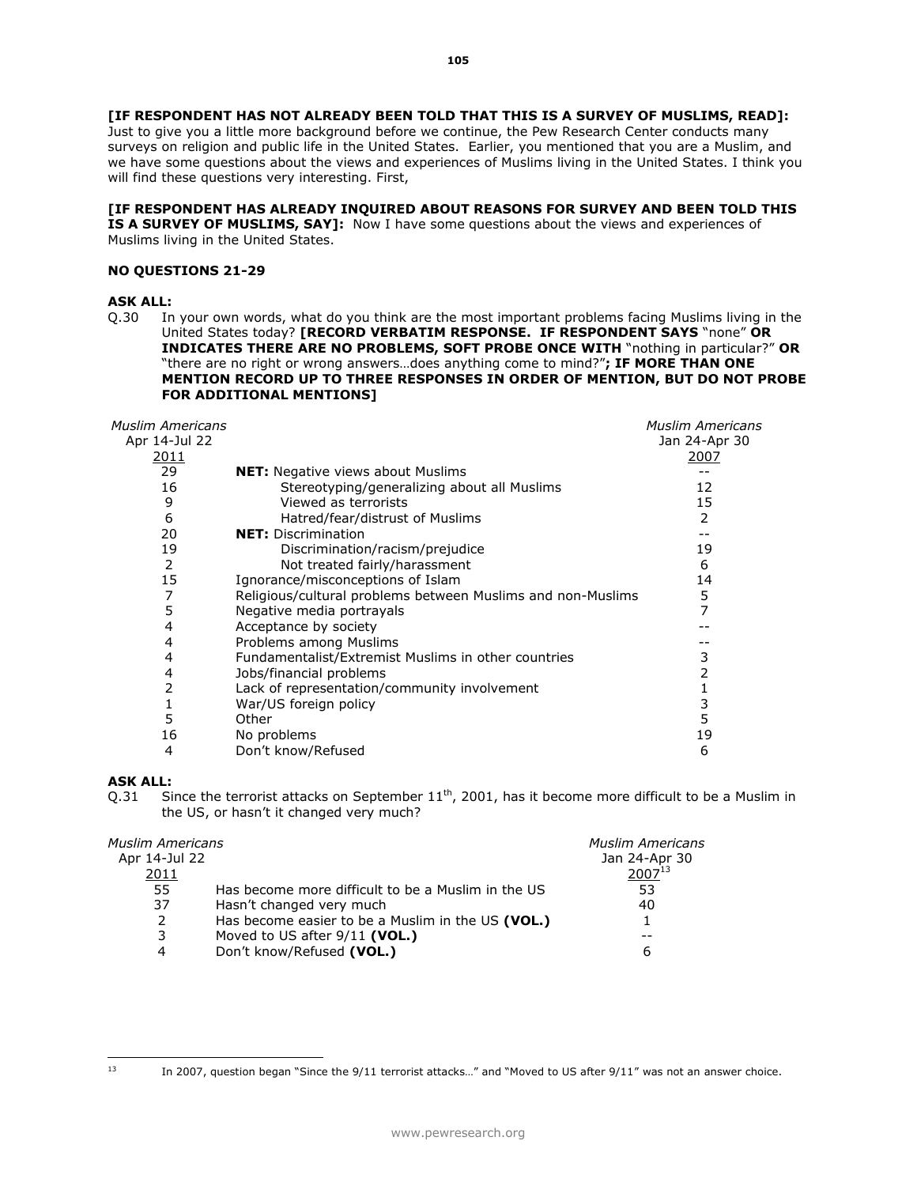**[IF RESPONDENT HAS NOT ALREADY BEEN TOLD THAT THIS IS A SURVEY OF MUSLIMS, READ]:** Just to give you a little more background before we continue, the Pew Research Center conducts many surveys on religion and public life in the United States. Earlier, you mentioned that you are a Muslim, and we have some questions about the views and experiences of Muslims living in the United States. I think you will find these questions very interesting. First,

**[IF RESPONDENT HAS ALREADY INQUIRED ABOUT REASONS FOR SURVEY AND BEEN TOLD THIS IS A SURVEY OF MUSLIMS, SAY]:** Now I have some questions about the views and experiences of Muslims living in the United States.

**NO QUESTIONS 21-29**

**ASK ALL:**

Q.30 In your own words, what do you think are the most important problems facing Muslims living in the United States today? **[RECORD VERBATIM RESPONSE. IF RESPONDENT SAYS** "none" **OR INDICATES THERE ARE NO PROBLEMS, SOFT PROBE ONCE WITH** "nothing in particular?" **OR** "there are no right or wrong answers…does anything come to mind?"**; IF MORE THAN ONE MENTION RECORD UP TO THREE RESPONSES IN ORDER OF MENTION, BUT DO NOT PROBE FOR ADDITIONAL MENTIONS]**

| *Muslim Americans* Apr 14-Jul 22 2011 | | *Muslim Americans* Jan 24-Apr 30 2007 |
|---|---|---|
| 29 | **NET:** Negative views about Muslims | -- |
| 16 | Stereotyping/generalizing about all Muslims | 12 |
| 9 | Viewed as terrorists | 15 |
| 6 | Hatred/fear/distrust of Muslims | 2 |
| 20 | **NET:** Discrimination | -- |
| 19 | Discrimination/racism/prejudice | 19 |
| 2 | Not treated fairly/harassment | 6 |
| 15 | Ignorance/misconceptions of Islam | 14 |
| 7 | Religious/cultural problems between Muslims and non-Muslims | 5 |
| 5 | Negative media portrayals | 7 |
| 4 | Acceptance by society | -- |
| 4 | Problems among Muslims | -- |
| 4 | Fundamentalist/Extremist Muslims in other countries | 3 |
| 4 | Jobs/financial problems | 2 |
| 2 | Lack of representation/community involvement | 1 |
| 1 | War/US foreign policy | 3 |
| 5 | Other | 5 |
| 16 | No problems | 19 |
| 4 | Don't know/Refused | 6 |

**ASK ALL:**

Q.31 Since the terrorist attacks on September 11th, 2001, has it become more difficult to be a Muslim in the US, or hasn't it changed very much?

| *Muslim Americans* Apr 14-Jul 22 2011 | | *Muslim Americans* Jan 24-Apr 30 2007[13] |
|---|---|---|
| 55 | Has become more difficult to be a Muslim in the US | 53 |
| 37 | Hasn't changed very much | 40 |
| 2 | Has become easier to be a Muslim in the US **(VOL.)** | 1 |
| 3 | Moved to US after 9/11 **(VOL.)** | -- |
| 4 | Don't know/Refused **(VOL.)** | 6 |

[13] In 2007, question began "Since the 9/11 terrorist attacks…" and "Moved to US after 9/11" was not an answer choice.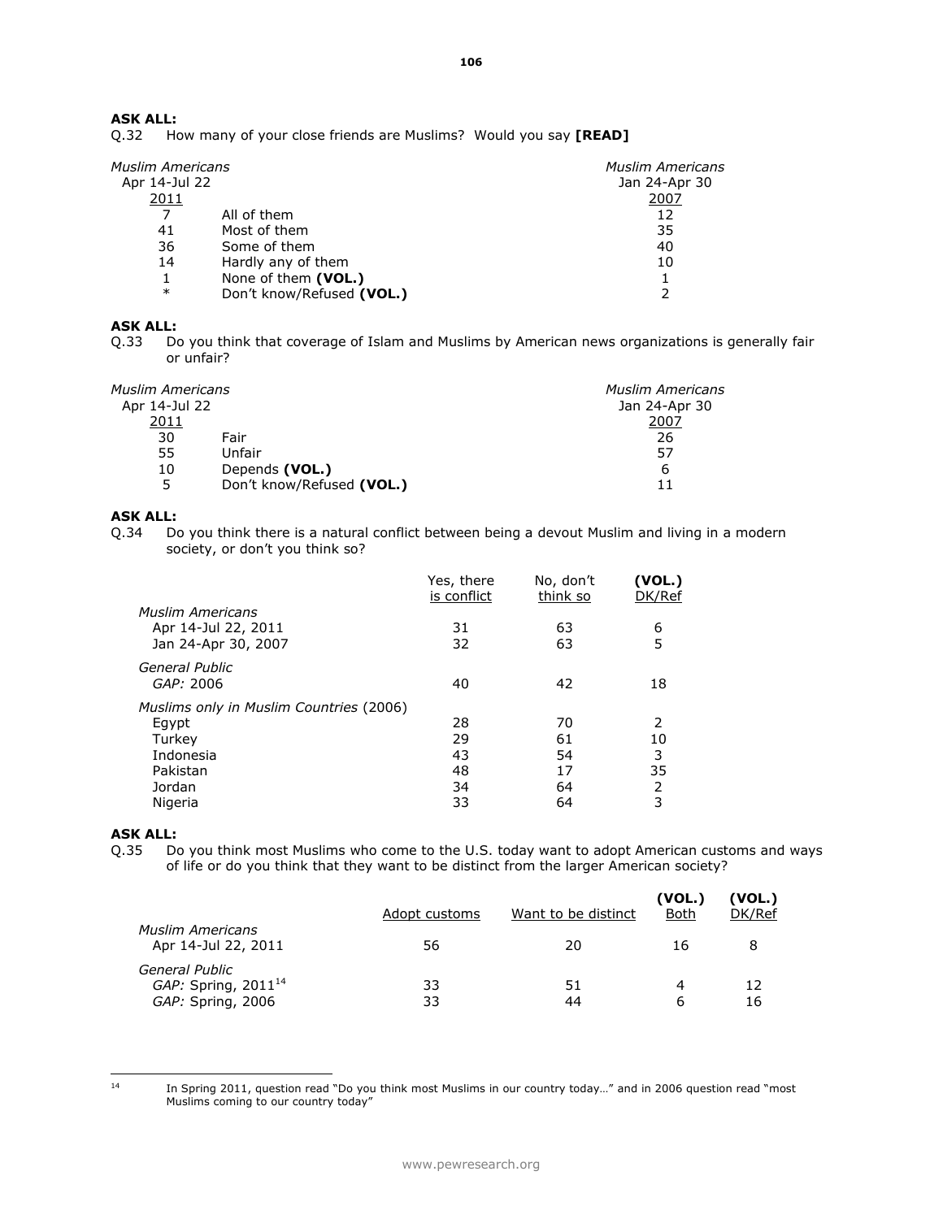**ASK ALL:**
Q.32 How many of your close friends are Muslims? Would you say **[READ]**

| *Muslim Americans* Apr 14-Jul 22 2011 | | *Muslim Americans* Jan 24-Apr 30 2007 |
|---|---|---|
| 7 | All of them | 12 |
| 41 | Most of them | 35 |
| 36 | Some of them | 40 |
| 14 | Hardly any of them | 10 |
| 1 | None of them **(VOL.)** | 1 |
| * | Don't know/Refused **(VOL.)** | 2 |

**ASK ALL:**
Q.33 Do you think that coverage of Islam and Muslims by American news organizations is generally fair or unfair?

| *Muslim Americans* Apr 14-Jul 22 2011 | | *Muslim Americans* Jan 24-Apr 30 2007 |
|---|---|---|
| 30 | Fair | 26 |
| 55 | Unfair | 57 |
| 10 | Depends **(VOL.)** | 6 |
| 5 | Don't know/Refused **(VOL.)** | 11 |

**ASK ALL:**
Q.34 Do you think there is a natural conflict between being a devout Muslim and living in a modern society, or don't you think so?

| | Yes, there is conflict | No, don't think so | **(VOL.)** DK/Ref |
|---|---|---|---|
| *Muslim Americans* | | | |
| Apr 14-Jul 22, 2011 | 31 | 63 | 6 |
| Jan 24-Apr 30, 2007 | 32 | 63 | 5 |
| *General Public* | | | |
| *GAP:* 2006 | 40 | 42 | 18 |
| *Muslims only in Muslim Countries* (2006) | | | |
| Egypt | 28 | 70 | 2 |
| Turkey | 29 | 61 | 10 |
| Indonesia | 43 | 54 | 3 |
| Pakistan | 48 | 17 | 35 |
| Jordan | 34 | 64 | 2 |
| Nigeria | 33 | 64 | 3 |

**ASK ALL:**
Q.35 Do you think most Muslims who come to the U.S. today want to adopt American customs and ways of life or do you think that they want to be distinct from the larger American society?

| | Adopt customs | Want to be distinct | **(VOL.)** Both | **(VOL.)** DK/Ref |
|---|---|---|---|---|
| *Muslim Americans* | | | | |
| Apr 14-Jul 22, 2011 | 56 | 20 | 16 | 8 |
| *General Public* | | | | |
| *GAP:* Spring, 2011[14] | 33 | 51 | 4 | 12 |
| *GAP:* Spring, 2006 | 33 | 44 | 6 | 16 |

[14] In Spring 2011, question read "Do you think most Muslims in our country today…" and in 2006 question read "most Muslims coming to our country today"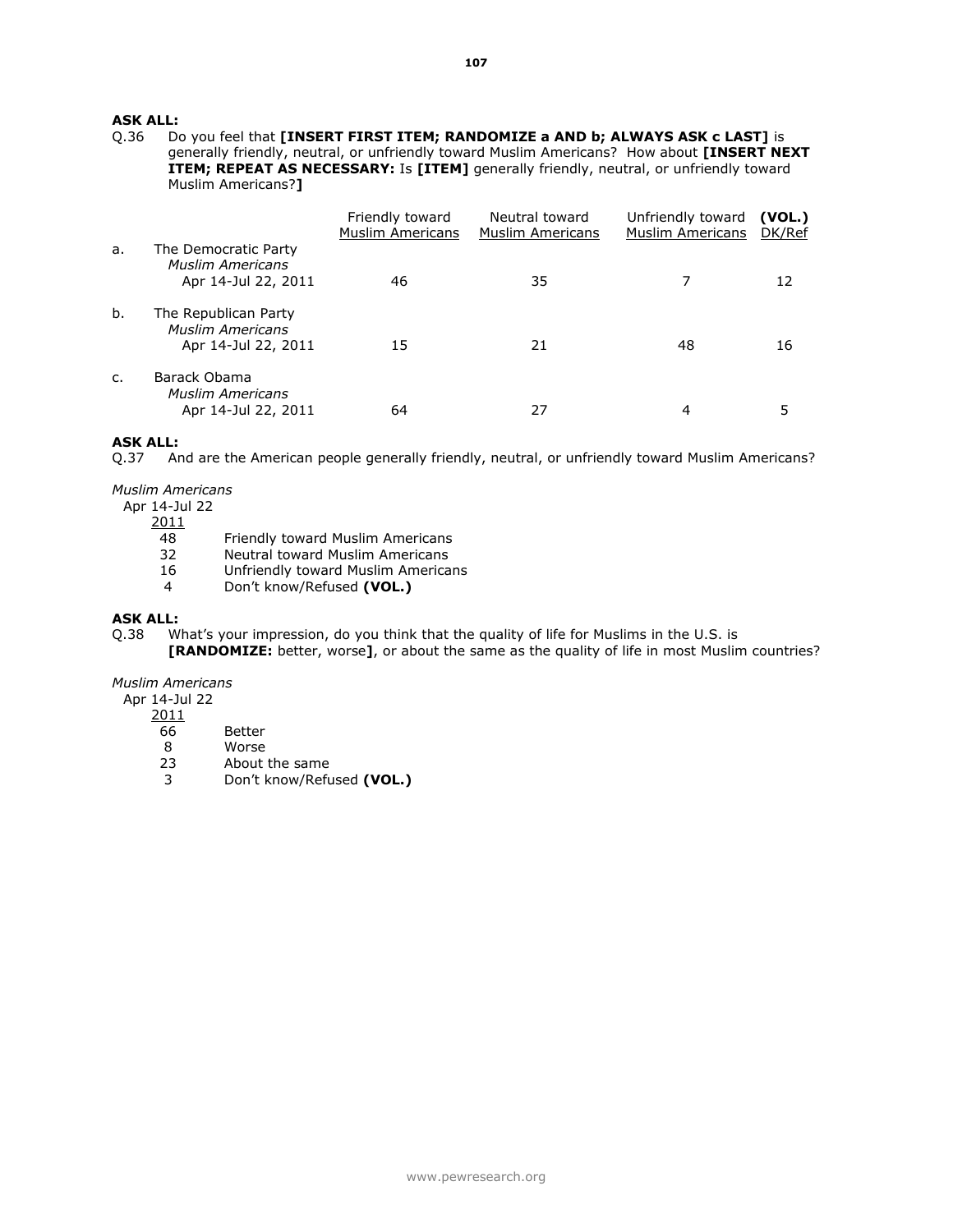**ASK ALL:**

Q.36 Do you feel that **[INSERT FIRST ITEM; RANDOMIZE a AND b; ALWAYS ASK c LAST]** is generally friendly, neutral, or unfriendly toward Muslim Americans? How about **[INSERT NEXT ITEM; REPEAT AS NECESSARY:** Is **[ITEM]** generally friendly, neutral, or unfriendly toward Muslim Americans?**]**

| | Friendly toward Muslim Americans | Neutral toward Muslim Americans | Unfriendly toward Muslim Americans | **(VOL.)** DK/Ref |
|---|---|---|---|---|
| a. The Democratic Party | | | | |
| *Muslim Americans* | | | | |
| Apr 14-Jul 22, 2011 | 46 | 35 | 7 | 12 |
| b. The Republican Party | | | | |
| *Muslim Americans* | | | | |
| Apr 14-Jul 22, 2011 | 15 | 21 | 48 | 16 |
| c. Barack Obama | | | | |
| *Muslim Americans* | | | | |
| Apr 14-Jul 22, 2011 | 64 | 27 | 4 | 5 |

**ASK ALL:**

Q.37 And are the American people generally friendly, neutral, or unfriendly toward Muslim Americans?

| *Muslim Americans* Apr 14-Jul 22 2011 | |
|---|---|
| 48 | Friendly toward Muslim Americans |
| 32 | Neutral toward Muslim Americans |
| 16 | Unfriendly toward Muslim Americans |
| 4 | Don't know/Refused **(VOL.)** |

**ASK ALL:**

Q.38 What's your impression, do you think that the quality of life for Muslims in the U.S. is **[RANDOMIZE:** better, worse**]**, or about the same as the quality of life in most Muslim countries?

| *Muslim Americans* Apr 14-Jul 22 2011 | |
|---|---|
| 66 | Better |
| 8 | Worse |
| 23 | About the same |
| 3 | Don't know/Refused **(VOL.)** |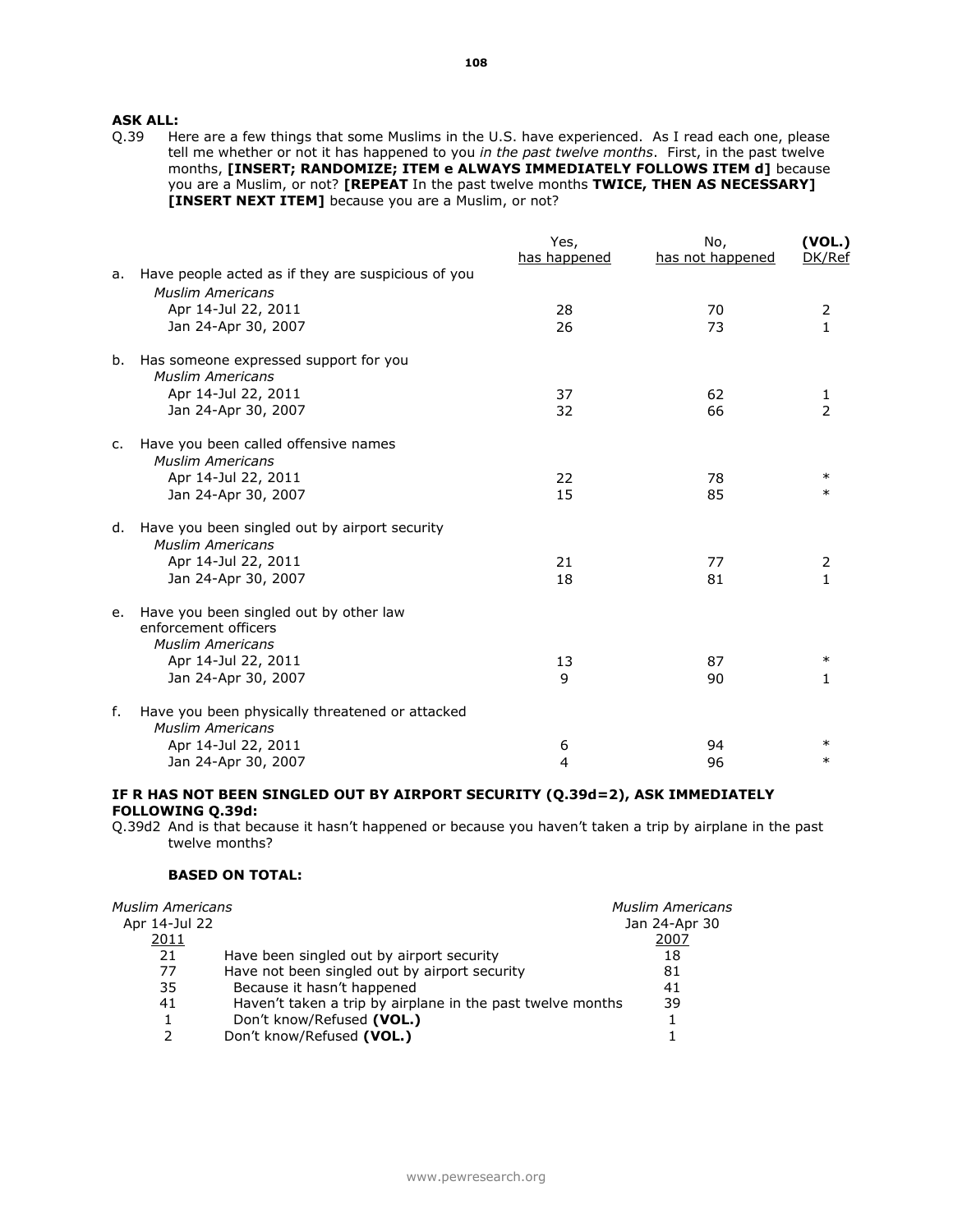**ASK ALL:**

Q.39 Here are a few things that some Muslims in the U.S. have experienced. As I read each one, please tell me whether or not it has happened to you *in the past twelve months*. First, in the past twelve months, **[INSERT; RANDOMIZE; ITEM e ALWAYS IMMEDIATELY FOLLOWS ITEM d]** because you are a Muslim, or not? **[REPEAT** In the past twelve months **TWICE, THEN AS NECESSARY] [INSERT NEXT ITEM]** because you are a Muslim, or not?

| | Yes, has happened | No, has not happened | (VOL.) DK/Ref |
|---|---|---|---|
| a. Have people acted as if they are suspicious of you | | | |
| *Muslim Americans* | | | |
| Apr 14-Jul 22, 2011 | 28 | 70 | 2 |
| Jan 24-Apr 30, 2007 | 26 | 73 | 1 |
| b. Has someone expressed support for you | | | |
| *Muslim Americans* | | | |
| Apr 14-Jul 22, 2011 | 37 | 62 | 1 |
| Jan 24-Apr 30, 2007 | 32 | 66 | 2 |
| c. Have you been called offensive names | | | |
| *Muslim Americans* | | | |
| Apr 14-Jul 22, 2011 | 22 | 78 | * |
| Jan 24-Apr 30, 2007 | 15 | 85 | * |
| d. Have you been singled out by airport security | | | |
| *Muslim Americans* | | | |
| Apr 14-Jul 22, 2011 | 21 | 77 | 2 |
| Jan 24-Apr 30, 2007 | 18 | 81 | 1 |
| e. Have you been singled out by other law enforcement officers | | | |
| *Muslim Americans* | | | |
| Apr 14-Jul 22, 2011 | 13 | 87 | * |
| Jan 24-Apr 30, 2007 | 9 | 90 | 1 |
| f. Have you been physically threatened or attacked | | | |
| *Muslim Americans* | | | |
| Apr 14-Jul 22, 2011 | 6 | 94 | * |
| Jan 24-Apr 30, 2007 | 4 | 96 | * |

**IF R HAS NOT BEEN SINGLED OUT BY AIRPORT SECURITY (Q.39d=2), ASK IMMEDIATELY FOLLOWING Q.39d:**

Q.39d2 And is that because it hasn't happened or because you haven't taken a trip by airplane in the past twelve months?

**BASED ON TOTAL:**

| *Muslim Americans* Apr 14-Jul 22 2011 | | *Muslim Americans* Jan 24-Apr 30 2007 |
|---|---|---|
| 21 | Have been singled out by airport security | 18 |
| 77 | Have not been singled out by airport security | 81 |
| 35 | Because it hasn't happened | 41 |
| 41 | Haven't taken a trip by airplane in the past twelve months | 39 |
| 1 | Don't know/Refused **(VOL.)** | 1 |
| 2 | Don't know/Refused **(VOL.)** | 1 |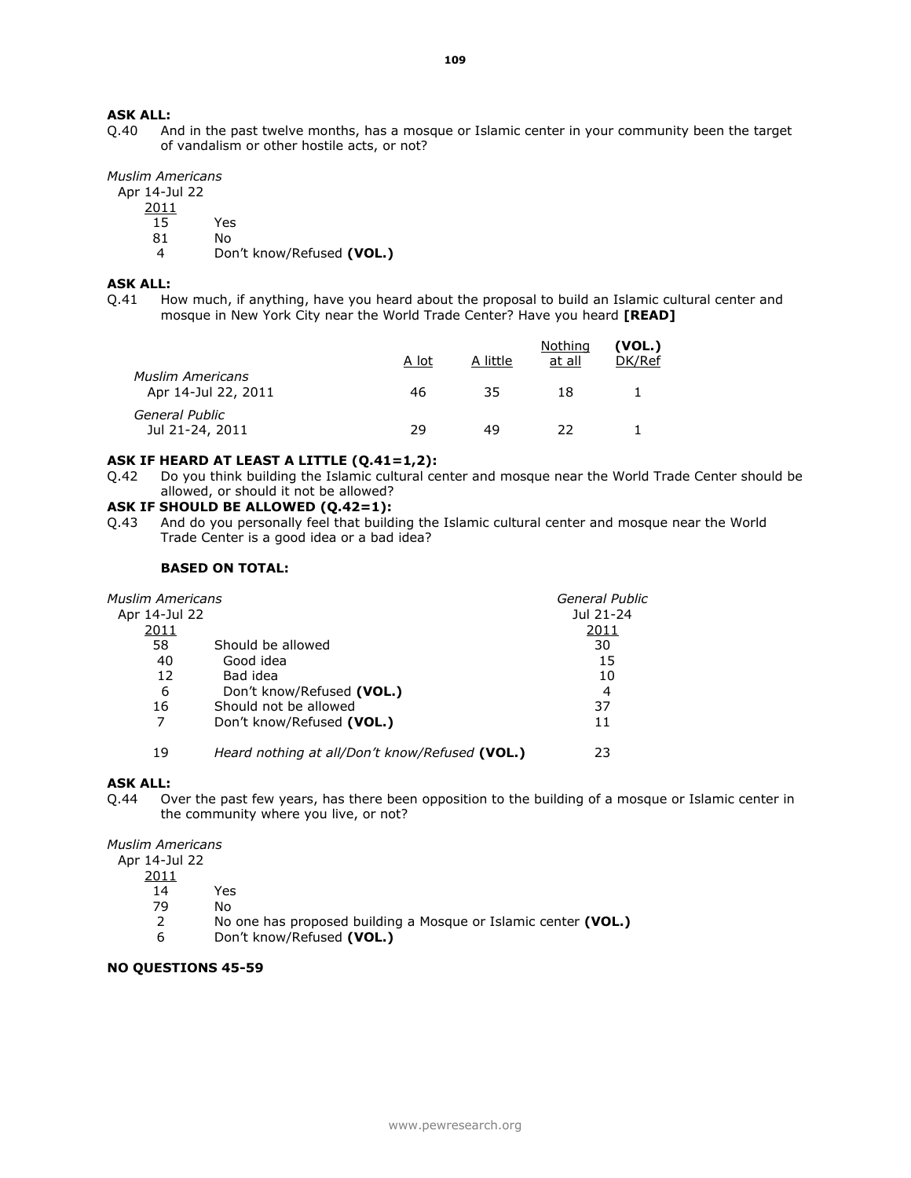**ASK ALL:**

Q.40 And in the past twelve months, has a mosque or Islamic center in your community been the target of vandalism or other hostile acts, or not?

| *Muslim Americans* Apr 14-Jul 22 2011 | |
|---|---|
| 15 | Yes |
| 81 | No |
| 4 | Don't know/Refused **(VOL.)** |

**ASK ALL:**

Q.41 How much, if anything, have you heard about the proposal to build an Islamic cultural center and mosque in New York City near the World Trade Center? Have you heard **[READ]**

| | A lot | A little | Nothing at all | (VOL.) DK/Ref |
|---|---|---|---|---|
| *Muslim Americans* Apr 14-Jul 22, 2011 | 46 | 35 | 18 | 1 |
| *General Public* Jul 21-24, 2011 | 29 | 49 | 22 | 1 |

**ASK IF HEARD AT LEAST A LITTLE (Q.41=1,2):**

Q.42 Do you think building the Islamic cultural center and mosque near the World Trade Center should be allowed, or should it not be allowed?

**ASK IF SHOULD BE ALLOWED (Q.42=1):**

Q.43 And do you personally feel that building the Islamic cultural center and mosque near the World Trade Center is a good idea or a bad idea?

**BASED ON TOTAL:**

| *Muslim Americans* Apr 14-Jul 22 2011 | | *General Public* Jul 21-24 2011 |
|---|---|---|
| 58 | Should be allowed | 30 |
| 40 | Good idea | 15 |
| 12 | Bad idea | 10 |
| 6 | Don't know/Refused **(VOL.)** | 4 |
| 16 | Should not be allowed | 37 |
| 7 | Don't know/Refused **(VOL.)** | 11 |
| 19 | *Heard nothing at all/Don't know/Refused* **(VOL.)** | 23 |

**ASK ALL:**

Q.44 Over the past few years, has there been opposition to the building of a mosque or Islamic center in the community where you live, or not?

| *Muslim Americans* Apr 14-Jul 22 2011 | |
|---|---|
| 14 | Yes |
| 79 | No |
| 2 | No one has proposed building a Mosque or Islamic center **(VOL.)** |
| 6 | Don't know/Refused **(VOL.)** |

**NO QUESTIONS 45-59**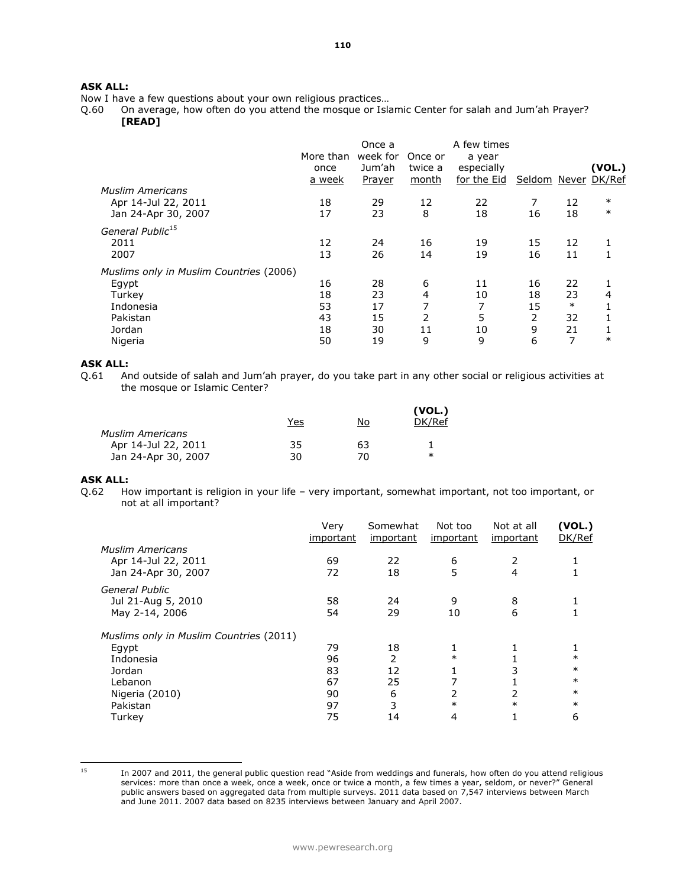**ASK ALL:**

Now I have a few questions about your own religious practices…

Q.60 On average, how often do you attend the mosque or Islamic Center for salah and Jum'ah Prayer? **[READ]**

| | More than once a week | Once a week for Jum'ah Prayer | Once or twice a month | A few times a year especially for the Eid | Seldom | Never | (VOL.) DK/Ref |
|---|---|---|---|---|---|---|---|
| *Muslim Americans* | | | | | | | |
| Apr 14-Jul 22, 2011 | 18 | 29 | 12 | 22 | 7 | 12 | * |
| Jan 24-Apr 30, 2007 | 17 | 23 | 8 | 18 | 16 | 18 | * |
| *General Public*[15] | | | | | | | |
| 2011 | 12 | 24 | 16 | 19 | 15 | 12 | 1 |
| 2007 | 13 | 26 | 14 | 19 | 16 | 11 | 1 |
| *Muslims only in Muslim Countries (2006)* | | | | | | | |
| Egypt | 16 | 28 | 6 | 11 | 16 | 22 | 1 |
| Turkey | 18 | 23 | 4 | 10 | 18 | 23 | 4 |
| Indonesia | 53 | 17 | 7 | 7 | 15 | * | 1 |
| Pakistan | 43 | 15 | 2 | 5 | 2 | 32 | 1 |
| Jordan | 18 | 30 | 11 | 10 | 9 | 21 | 1 |
| Nigeria | 50 | 19 | 9 | 9 | 6 | 7 | * |

**ASK ALL:**

Q.61 And outside of salah and Jum'ah prayer, do you take part in any other social or religious activities at the mosque or Islamic Center?

| | Yes | No | (VOL.) DK/Ref |
|---|---|---|---|
| *Muslim Americans* | | | |
| Apr 14-Jul 22, 2011 | 35 | 63 | 1 |
| Jan 24-Apr 30, 2007 | 30 | 70 | * |

**ASK ALL:**

Q.62 How important is religion in your life – very important, somewhat important, not too important, or not at all important?

| | Very important | Somewhat important | Not too important | Not at all important | (VOL.) DK/Ref |
|---|---|---|---|---|---|
| *Muslim Americans* | | | | | |
| Apr 14-Jul 22, 2011 | 69 | 22 | 6 | 2 | 1 |
| Jan 24-Apr 30, 2007 | 72 | 18 | 5 | 4 | 1 |
| *General Public* | | | | | |
| Jul 21-Aug 5, 2010 | 58 | 24 | 9 | 8 | 1 |
| May 2-14, 2006 | 54 | 29 | 10 | 6 | 1 |
| *Muslims only in Muslim Countries (2011)* | | | | | |
| Egypt | 79 | 18 | 1 | 1 | 1 |
| Indonesia | 96 | 2 | * | 1 | * |
| Jordan | 83 | 12 | 1 | 3 | * |
| Lebanon | 67 | 25 | 7 | 1 | * |
| Nigeria (2010) | 90 | 6 | 2 | 2 | * |
| Pakistan | 97 | 3 | * | * | * |
| Turkey | 75 | 14 | 4 | 1 | 6 |

---

[15] In 2007 and 2011, the general public question read "Aside from weddings and funerals, how often do you attend religious services: more than once a week, once a week, once or twice a month, a few times a year, seldom, or never?" General public answers based on aggregated data from multiple surveys. 2011 data based on 7,547 interviews between March and June 2011. 2007 data based on 8235 interviews between January and April 2007.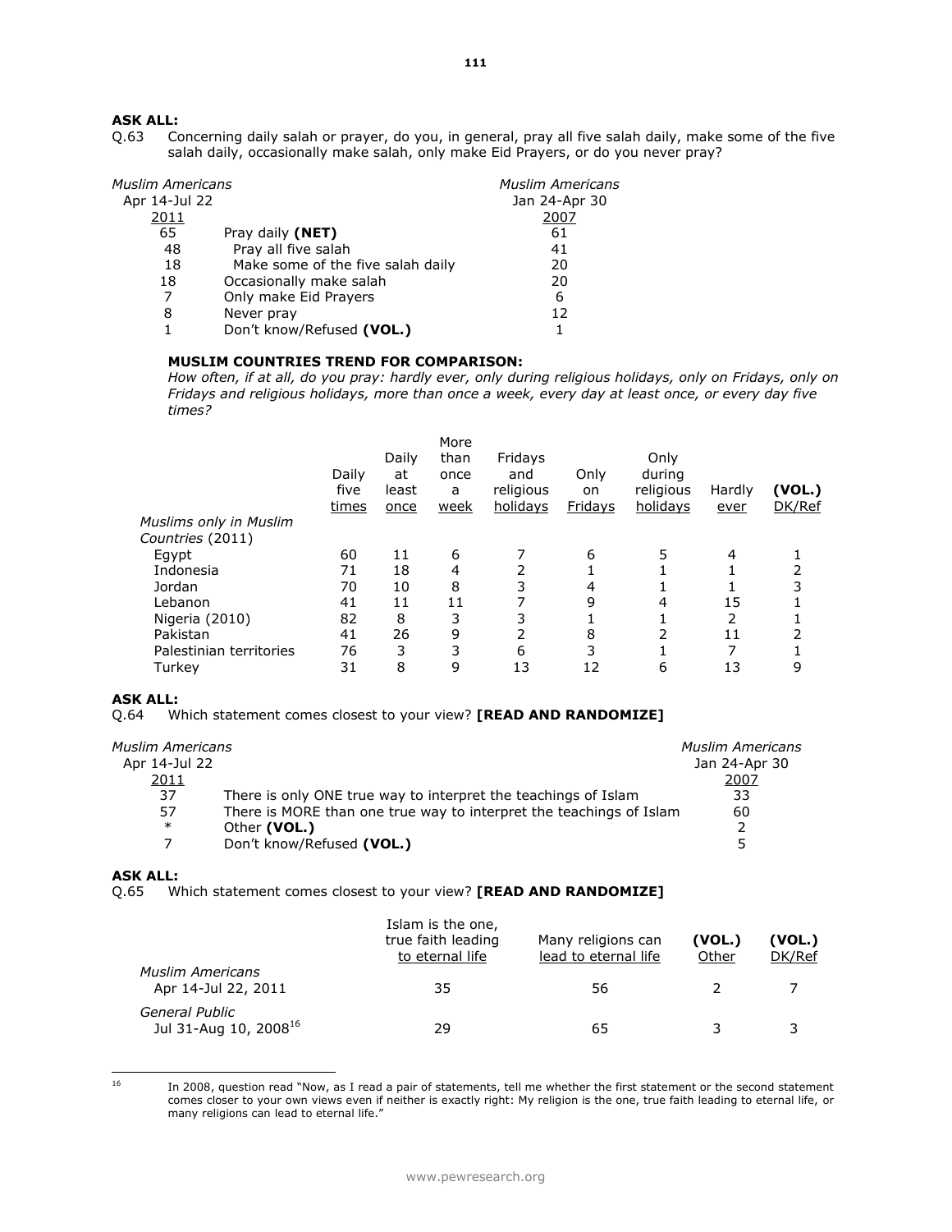**ASK ALL:**
Q.63 Concerning daily salah or prayer, do you, in general, pray all five salah daily, make some of the five salah daily, occasionally make salah, only make Eid Prayers, or do you never pray?

| *Muslim Americans* Apr 14-Jul 22 2011 | | *Muslim Americans* Jan 24-Apr 30 2007 |
|---|---|---|
| 65 | Pray daily **(NET)** | 61 |
| 48 | Pray all five salah | 41 |
| 18 | Make some of the five salah daily | 20 |
| 18 | Occasionally make salah | 20 |
| 7 | Only make Eid Prayers | 6 |
| 8 | Never pray | 12 |
| 1 | Don't know/Refused **(VOL.)** | 1 |

**MUSLIM COUNTRIES TREND FOR COMPARISON:**

*How often, if at all, do you pray: hardly ever, only during religious holidays, only on Fridays, only on Fridays and religious holidays, more than once a week, every day at least once, or every day five times?*

| | Daily five times | Daily at least once | More than once a week | Fridays and religious holidays | Only on Fridays | Only during religious holidays | Hardly ever | (VOL.) DK/Ref |
|---|---|---|---|---|---|---|---|---|
| *Muslims only in Muslim Countries* (2011) | | | | | | | | |
| Egypt | 60 | 11 | 6 | 7 | 6 | 5 | 4 | 1 |
| Indonesia | 71 | 18 | 4 | 2 | 1 | 1 | 1 | 2 |
| Jordan | 70 | 10 | 8 | 3 | 4 | 1 | 1 | 3 |
| Lebanon | 41 | 11 | 11 | 7 | 9 | 4 | 15 | 1 |
| Nigeria (2010) | 82 | 8 | 3 | 3 | 1 | 1 | 2 | 1 |
| Pakistan | 41 | 26 | 9 | 2 | 8 | 2 | 11 | 2 |
| Palestinian territories | 76 | 3 | 3 | 6 | 3 | 1 | 7 | 1 |
| Turkey | 31 | 8 | 9 | 13 | 12 | 6 | 13 | 9 |

**ASK ALL:**
Q.64 Which statement comes closest to your view? **[READ AND RANDOMIZE]**

| *Muslim Americans* Apr 14-Jul 22 2011 | | *Muslim Americans* Jan 24-Apr 30 2007 |
|---|---|---|
| 37 | There is only ONE true way to interpret the teachings of Islam | 33 |
| 57 | There is MORE than one true way to interpret the teachings of Islam | 60 |
| * | Other **(VOL.)** | 2 |
| 7 | Don't know/Refused **(VOL.)** | 5 |

**ASK ALL:**
Q.65 Which statement comes closest to your view? **[READ AND RANDOMIZE]**

| | Islam is the one, true faith leading to eternal life | Many religions can lead to eternal life | (VOL.) Other | (VOL.) DK/Ref |
|---|---|---|---|---|
| *Muslim Americans* Apr 14-Jul 22, 2011 | 35 | 56 | 2 | 7 |
| *General Public* Jul 31-Aug 10, 2008[16] | 29 | 65 | 3 | 3 |

[16] In 2008, question read "Now, as I read a pair of statements, tell me whether the first statement or the second statement comes closer to your own views even if neither is exactly right: My religion is the one, true faith leading to eternal life, or many religions can lead to eternal life."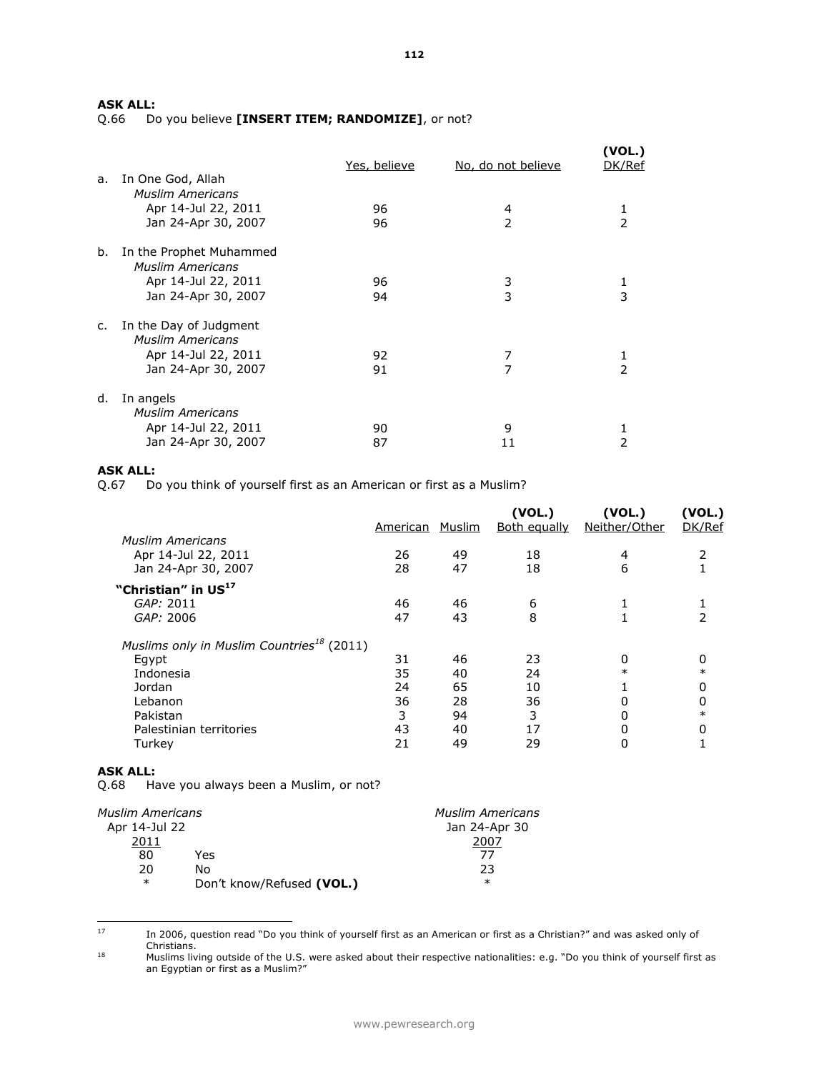**ASK ALL:**
Q.66 Do you believe **[INSERT ITEM; RANDOMIZE]**, or not?

| | Yes, believe | No, do not believe | (VOL.) DK/Ref |
|---|---|---|---|
| a. In One God, Allah | | | |
| *Muslim Americans* | | | |
| Apr 14-Jul 22, 2011 | 96 | 4 | 1 |
| Jan 24-Apr 30, 2007 | 96 | 2 | 2 |
| b. In the Prophet Muhammed | | | |
| *Muslim Americans* | | | |
| Apr 14-Jul 22, 2011 | 96 | 3 | 1 |
| Jan 24-Apr 30, 2007 | 94 | 3 | 3 |
| c. In the Day of Judgment | | | |
| *Muslim Americans* | | | |
| Apr 14-Jul 22, 2011 | 92 | 7 | 1 |
| Jan 24-Apr 30, 2007 | 91 | 7 | 2 |
| d. In angels | | | |
| *Muslim Americans* | | | |
| Apr 14-Jul 22, 2011 | 90 | 9 | 1 |
| Jan 24-Apr 30, 2007 | 87 | 11 | 2 |

**ASK ALL:**
Q.67 Do you think of yourself first as an American or first as a Muslim?

| | American | Muslim | (VOL.) Both equally | (VOL.) Neither/Other | (VOL.) DK/Ref |
|---|---|---|---|---|---|
| *Muslim Americans* | | | | | |
| Apr 14-Jul 22, 2011 | 26 | 49 | 18 | 4 | 2 |
| Jan 24-Apr 30, 2007 | 28 | 47 | 18 | 6 | 1 |
| **"Christian" in US[17]** | | | | | |
| *GAP:* 2011 | 46 | 46 | 6 | 1 | 1 |
| *GAP:* 2006 | 47 | 43 | 8 | 1 | 2 |
| *Muslims only in Muslim Countries[18] (2011)* | | | | | |
| Egypt | 31 | 46 | 23 | 0 | 0 |
| Indonesia | 35 | 40 | 24 | * | * |
| Jordan | 24 | 65 | 10 | 1 | 0 |
| Lebanon | 36 | 28 | 36 | 0 | 0 |
| Pakistan | 3 | 94 | 3 | 0 | * |
| Palestinian territories | 43 | 40 | 17 | 0 | 0 |
| Turkey | 21 | 49 | 29 | 0 | 1 |

**ASK ALL:**
Q.68 Have you always been a Muslim, or not?

| *Muslim Americans* Apr 14-Jul 22 2011 | | *Muslim Americans* Jan 24-Apr 30 2007 |
|---|---|---|
| 80 | Yes | 77 |
| 20 | No | 23 |
| * | Don't know/Refused **(VOL.)** | * |

---

[17] In 2006, question read "Do you think of yourself first as an American or first as a Christian?" and was asked only of Christians.

[18] Muslims living outside of the U.S. were asked about their respective nationalities: e.g. "Do you think of yourself first as an Egyptian or first as a Muslim?"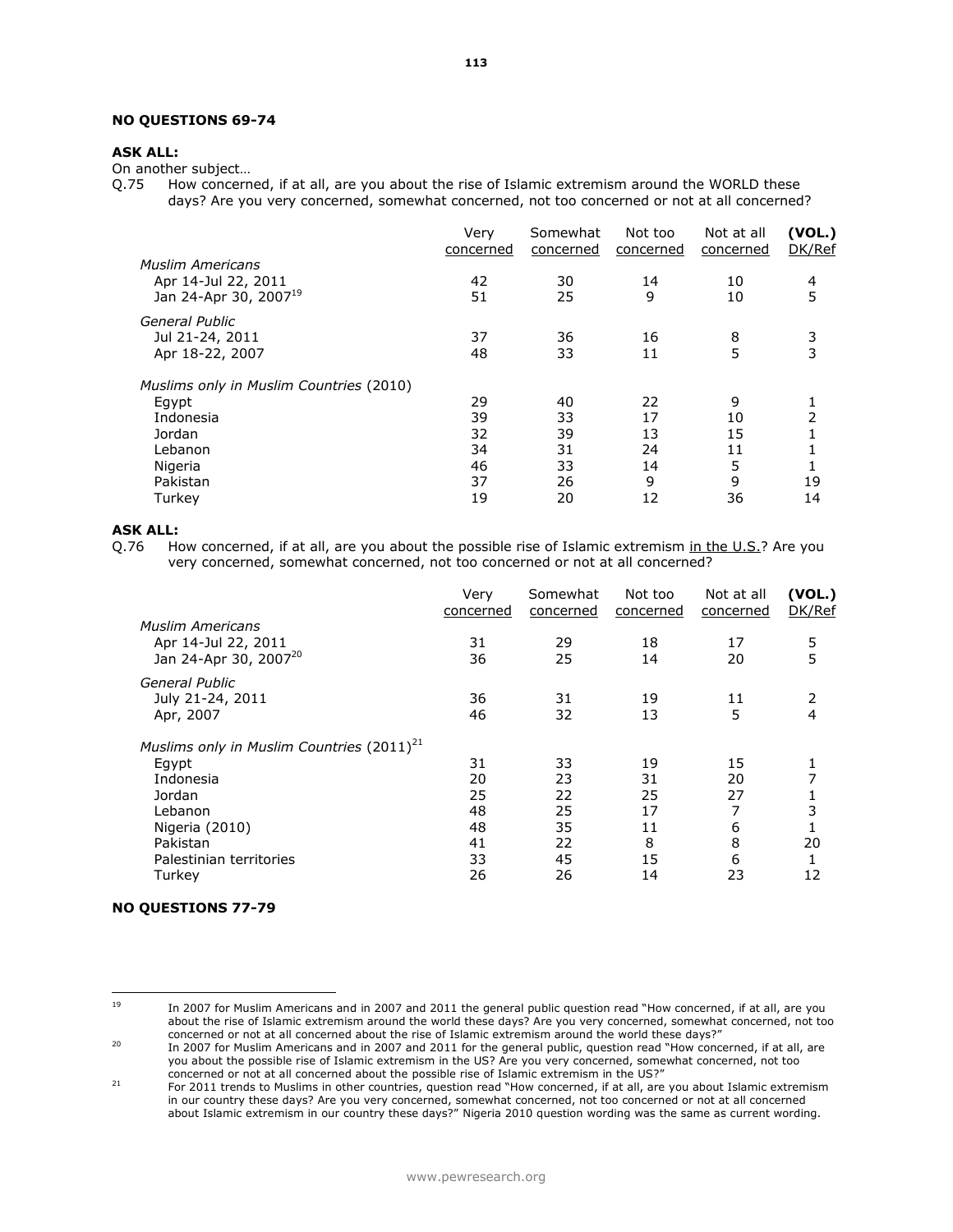**NO QUESTIONS 69-74**

**ASK ALL:**

On another subject…

Q.75 How concerned, if at all, are you about the rise of Islamic extremism around the WORLD these days? Are you very concerned, somewhat concerned, not too concerned or not at all concerned?

| | Very concerned | Somewhat concerned | Not too concerned | Not at all concerned | (VOL.) DK/Ref |
|---|---|---|---|---|---|
| *Muslim Americans* | | | | | |
| Apr 14-Jul 22, 2011 | 42 | 30 | 14 | 10 | 4 |
| Jan 24-Apr 30, 2007[19] | 51 | 25 | 9 | 10 | 5 |
| *General Public* | | | | | |
| Jul 21-24, 2011 | 37 | 36 | 16 | 8 | 3 |
| Apr 18-22, 2007 | 48 | 33 | 11 | 5 | 3 |
| *Muslims only in Muslim Countries (2010)* | | | | | |
| Egypt | 29 | 40 | 22 | 9 | 1 |
| Indonesia | 39 | 33 | 17 | 10 | 2 |
| Jordan | 32 | 39 | 13 | 15 | 1 |
| Lebanon | 34 | 31 | 24 | 11 | 1 |
| Nigeria | 46 | 33 | 14 | 5 | 1 |
| Pakistan | 37 | 26 | 9 | 9 | 19 |
| Turkey | 19 | 20 | 12 | 36 | 14 |

**ASK ALL:**

Q.76 How concerned, if at all, are you about the possible rise of Islamic extremism in the U.S.? Are you very concerned, somewhat concerned, not too concerned or not at all concerned?

| | Very concerned | Somewhat concerned | Not too concerned | Not at all concerned | (VOL.) DK/Ref |
|---|---|---|---|---|---|
| *Muslim Americans* | | | | | |
| Apr 14-Jul 22, 2011 | 31 | 29 | 18 | 17 | 5 |
| Jan 24-Apr 30, 2007[20] | 36 | 25 | 14 | 20 | 5 |
| *General Public* | | | | | |
| July 21-24, 2011 | 36 | 31 | 19 | 11 | 2 |
| Apr, 2007 | 46 | 32 | 13 | 5 | 4 |
| *Muslims only in Muslim Countries (2011)*[21] | | | | | |
| Egypt | 31 | 33 | 19 | 15 | 1 |
| Indonesia | 20 | 23 | 31 | 20 | 7 |
| Jordan | 25 | 22 | 25 | 27 | 1 |
| Lebanon | 48 | 25 | 17 | 7 | 3 |
| Nigeria (2010) | 48 | 35 | 11 | 6 | 1 |
| Pakistan | 41 | 22 | 8 | 8 | 20 |
| Palestinian territories | 33 | 45 | 15 | 6 | 1 |
| Turkey | 26 | 26 | 14 | 23 | 12 |

**NO QUESTIONS 77-79**

---

[19] In 2007 for Muslim Americans and in 2007 and 2011 the general public question read "How concerned, if at all, are you about the rise of Islamic extremism around the world these days? Are you very concerned, somewhat concerned, not too concerned or not at all concerned about the rise of Islamic extremism around the world these days?"

[20] In 2007 for Muslim Americans and in 2007 and 2011 for the general public, question read "How concerned, if at all, are you about the possible rise of Islamic extremism in the US? Are you very concerned, somewhat concerned, not too concerned or not at all concerned about the possible rise of Islamic extremism in the US?"

[21] For 2011 trends to Muslims in other countries, question read "How concerned, if at all, are you about Islamic extremism in our country these days? Are you very concerned, somewhat concerned, not too concerned or not at all concerned about Islamic extremism in our country these days?" Nigeria 2010 question wording was the same as current wording.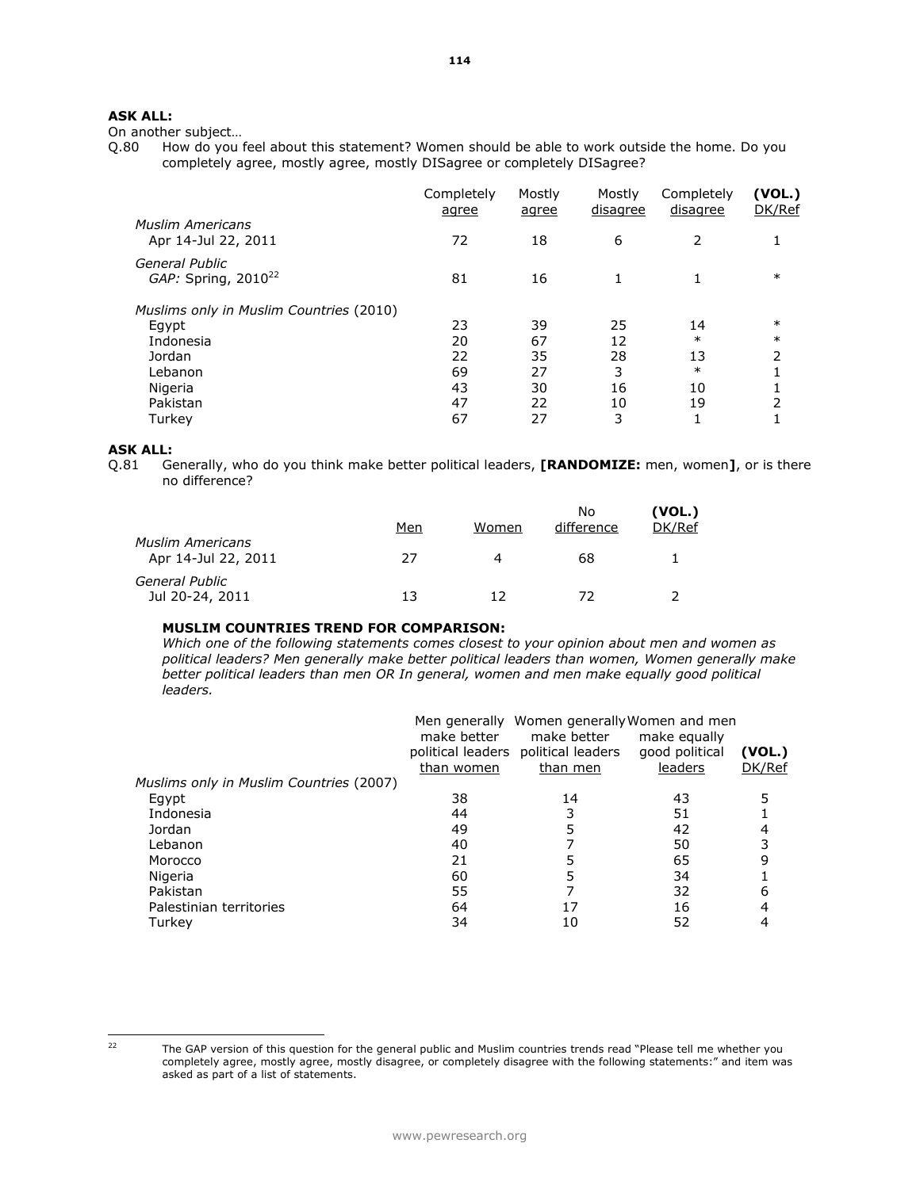**ASK ALL:**

On another subject…

Q.80 How do you feel about this statement? Women should be able to work outside the home. Do you completely agree, mostly agree, mostly DISagree or completely DISagree?

| | Completely agree | Mostly agree | Mostly disagree | Completely disagree | (VOL.) DK/Ref |
|---|---|---|---|---|---|
| *Muslim Americans* | | | | | |
| Apr 14-Jul 22, 2011 | 72 | 18 | 6 | 2 | 1 |
| *General Public* | | | | | |
| *GAP:* Spring, 2010[22] | 81 | 16 | 1 | 1 | * |
| *Muslims only in Muslim Countries* (2010) | | | | | |
| Egypt | 23 | 39 | 25 | 14 | * |
| Indonesia | 20 | 67 | 12 | * | * |
| Jordan | 22 | 35 | 28 | 13 | 2 |
| Lebanon | 69 | 27 | 3 | * | 1 |
| Nigeria | 43 | 30 | 16 | 10 | 1 |
| Pakistan | 47 | 22 | 10 | 19 | 2 |
| Turkey | 67 | 27 | 3 | 1 | 1 |

**ASK ALL:**

Q.81 Generally, who do you think make better political leaders, **[RANDOMIZE:** men, women**]**, or is there no difference?

| | Men | Women | No difference | (VOL.) DK/Ref |
|---|---|---|---|---|
| *Muslim Americans* | | | | |
| Apr 14-Jul 22, 2011 | 27 | 4 | 68 | 1 |
| *General Public* | | | | |
| Jul 20-24, 2011 | 13 | 12 | 72 | 2 |

**MUSLIM COUNTRIES TREND FOR COMPARISON:**

*Which one of the following statements comes closest to your opinion about men and women as political leaders? Men generally make better political leaders than women, Women generally make better political leaders than men OR In general, women and men make equally good political leaders.*

| | Men generally make better political leaders than women | Women generally make better political leaders than men | Women and men make equally good political leaders | (VOL.) DK/Ref |
|---|---|---|---|---|
| *Muslims only in Muslim Countries* (2007) | | | | |
| Egypt | 38 | 14 | 43 | 5 |
| Indonesia | 44 | 3 | 51 | 1 |
| Jordan | 49 | 5 | 42 | 4 |
| Lebanon | 40 | 7 | 50 | 3 |
| Morocco | 21 | 5 | 65 | 9 |
| Nigeria | 60 | 5 | 34 | 1 |
| Pakistan | 55 | 7 | 32 | 6 |
| Palestinian territories | 64 | 17 | 16 | 4 |
| Turkey | 34 | 10 | 52 | 4 |

[22] The GAP version of this question for the general public and Muslim countries trends read "Please tell me whether you completely agree, mostly agree, mostly disagree, or completely disagree with the following statements:" and item was asked as part of a list of statements.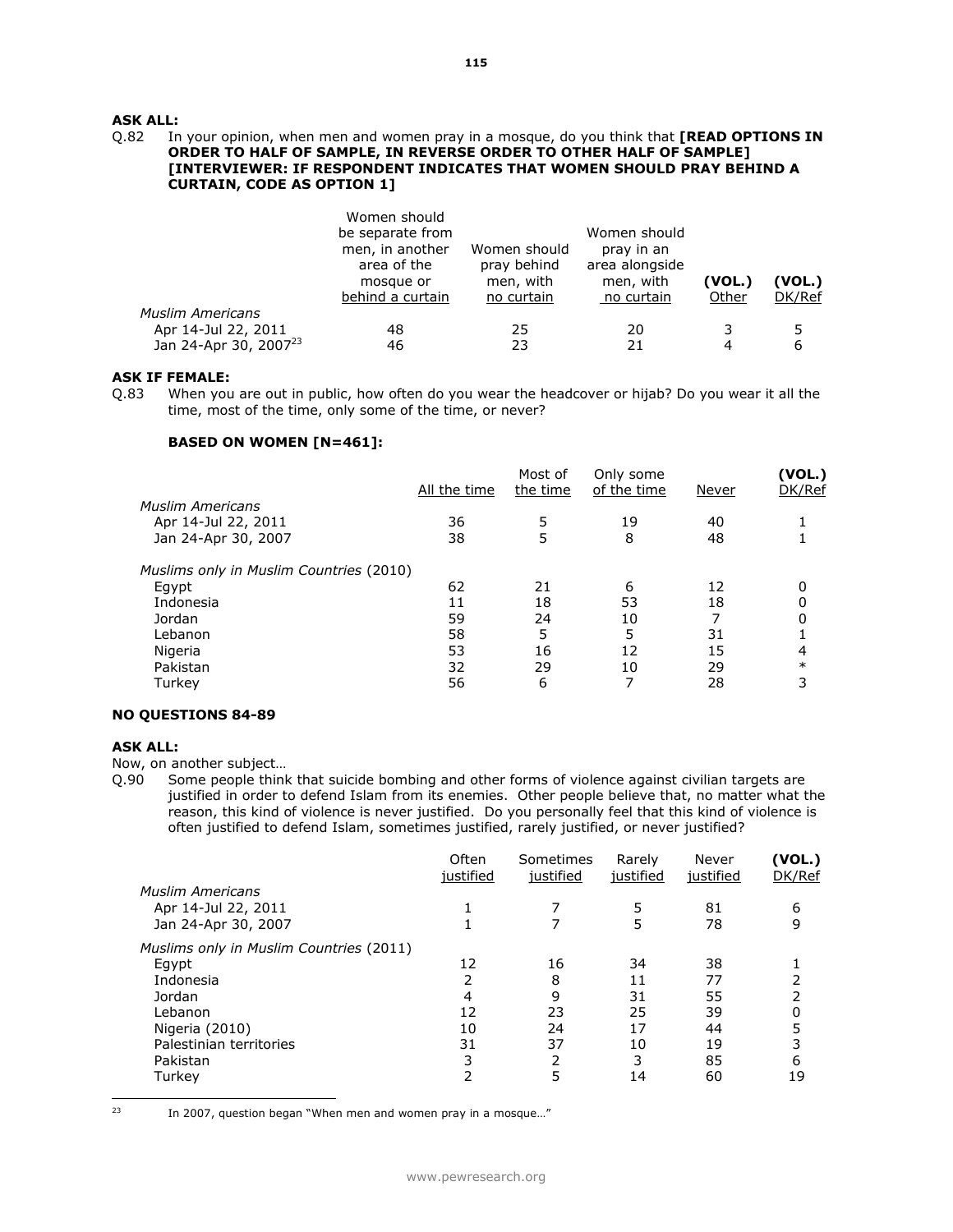**ASK ALL:**

Q.82 In your opinion, when men and women pray in a mosque, do you think that **[READ OPTIONS IN ORDER TO HALF OF SAMPLE, IN REVERSE ORDER TO OTHER HALF OF SAMPLE] [INTERVIEWER: IF RESPONDENT INDICATES THAT WOMEN SHOULD PRAY BEHIND A CURTAIN, CODE AS OPTION 1]**

| | Women should be separate from men, in another area of the mosque or behind a curtain | Women should pray behind men, with no curtain | Women should pray in an area alongside men, with no curtain | (VOL.) Other | (VOL.) DK/Ref |
|---|---|---|---|---|---|
| *Muslim Americans* | | | | | |
| Apr 14-Jul 22, 2011 | 48 | 25 | 20 | 3 | 5 |
| Jan 24-Apr 30, 2007[23] | 46 | 23 | 21 | 4 | 6 |

**ASK IF FEMALE:**

Q.83 When you are out in public, how often do you wear the headcover or hijab? Do you wear it all the time, most of the time, only some of the time, or never?

**BASED ON WOMEN [N=461]:**

| | All the time | Most of the time | Only some of the time | Never | (VOL.) DK/Ref |
|---|---|---|---|---|---|
| *Muslim Americans* | | | | | |
| Apr 14-Jul 22, 2011 | 36 | 5 | 19 | 40 | 1 |
| Jan 24-Apr 30, 2007 | 38 | 5 | 8 | 48 | 1 |
| *Muslims only in Muslim Countries (2010)* | | | | | |
| Egypt | 62 | 21 | 6 | 12 | 0 |
| Indonesia | 11 | 18 | 53 | 18 | 0 |
| Jordan | 59 | 24 | 10 | 7 | 0 |
| Lebanon | 58 | 5 | 5 | 31 | 1 |
| Nigeria | 53 | 16 | 12 | 15 | 4 |
| Pakistan | 32 | 29 | 10 | 29 | * |
| Turkey | 56 | 6 | 7 | 28 | 3 |

**NO QUESTIONS 84-89**

**ASK ALL:**

Now, on another subject…

Q.90 Some people think that suicide bombing and other forms of violence against civilian targets are justified in order to defend Islam from its enemies. Other people believe that, no matter what the reason, this kind of violence is never justified. Do you personally feel that this kind of violence is often justified to defend Islam, sometimes justified, rarely justified, or never justified?

| | Often justified | Sometimes justified | Rarely justified | Never justified | (VOL.) DK/Ref |
|---|---|---|---|---|---|
| *Muslim Americans* | | | | | |
| Apr 14-Jul 22, 2011 | 1 | 7 | 5 | 81 | 6 |
| Jan 24-Apr 30, 2007 | 1 | 7 | 5 | 78 | 9 |
| *Muslims only in Muslim Countries (2011)* | | | | | |
| Egypt | 12 | 16 | 34 | 38 | 1 |
| Indonesia | 2 | 8 | 11 | 77 | 2 |
| Jordan | 4 | 9 | 31 | 55 | 2 |
| Lebanon | 12 | 23 | 25 | 39 | 0 |
| Nigeria (2010) | 10 | 24 | 17 | 44 | 5 |
| Palestinian territories | 31 | 37 | 10 | 19 | 3 |
| Pakistan | 3 | 2 | 3 | 85 | 6 |
| Turkey | 2 | 5 | 14 | 60 | 19 |

[23] In 2007, question began "When men and women pray in a mosque…"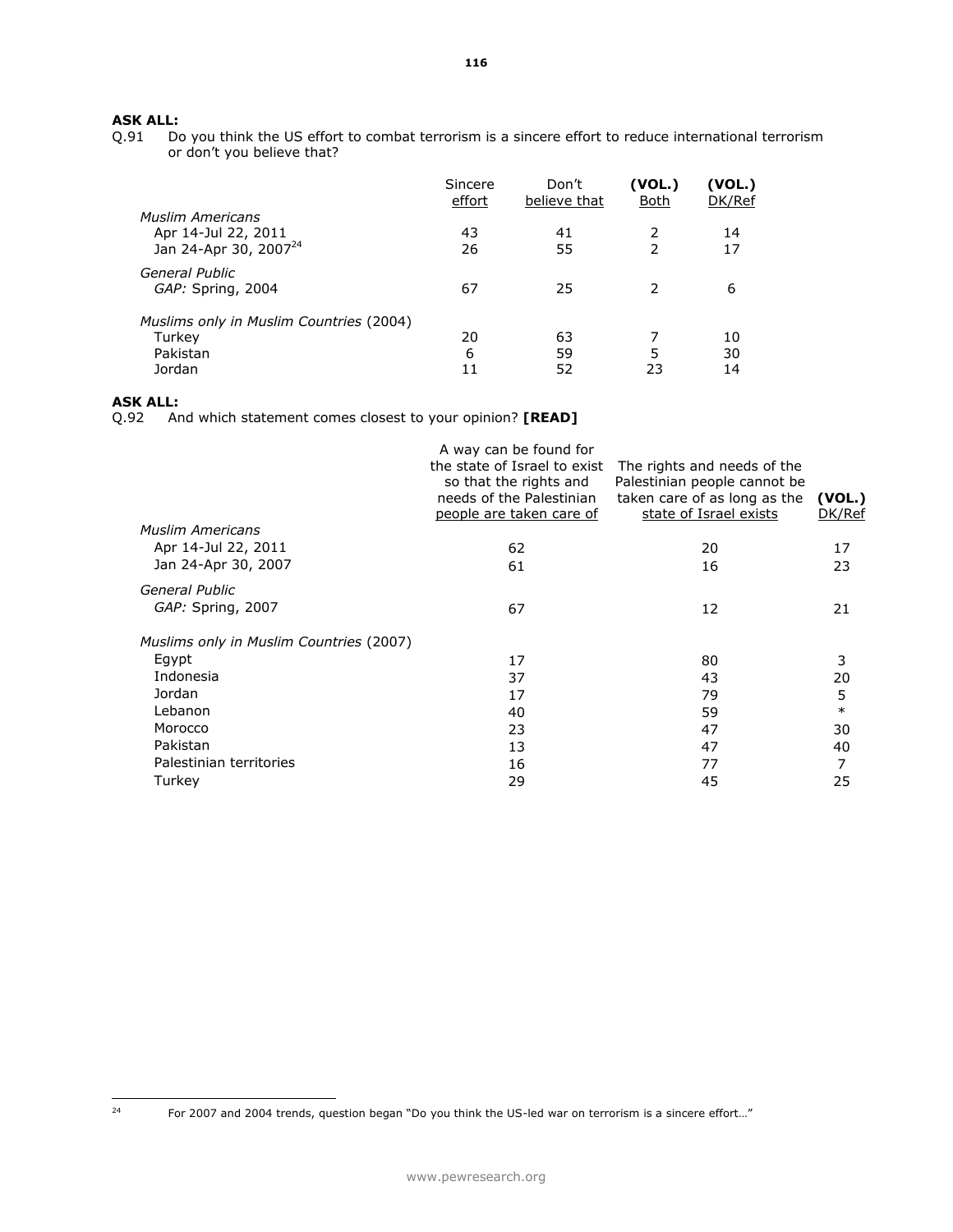**ASK ALL:**

Q.91 Do you think the US effort to combat terrorism is a sincere effort to reduce international terrorism or don't you believe that?

| | Sincere effort | Don't believe that | **(VOL.)** Both | **(VOL.)** DK/Ref |
|---|---|---|---|---|
| *Muslim Americans* | | | | |
| Apr 14-Jul 22, 2011 | 43 | 41 | 2 | 14 |
| Jan 24-Apr 30, 2007[24] | 26 | 55 | 2 | 17 |
| *General Public* | | | | |
| *GAP:* Spring, 2004 | 67 | 25 | 2 | 6 |
| *Muslims only in Muslim Countries* (2004) | | | | |
| Turkey | 20 | 63 | 7 | 10 |
| Pakistan | 6 | 59 | 5 | 30 |
| Jordan | 11 | 52 | 23 | 14 |

**ASK ALL:**

Q.92 And which statement comes closest to your opinion? **[READ]**

| | A way can be found for the state of Israel to exist so that the rights and needs of the Palestinian people are taken care of | The rights and needs of the Palestinian people cannot be taken care of as long as the state of Israel exists | **(VOL.)** DK/Ref |
|---|---|---|---|
| *Muslim Americans* | | | |
| Apr 14-Jul 22, 2011 | 62 | 20 | 17 |
| Jan 24-Apr 30, 2007 | 61 | 16 | 23 |
| *General Public* | | | |
| *GAP:* Spring, 2007 | 67 | 12 | 21 |
| *Muslims only in Muslim Countries* (2007) | | | |
| Egypt | 17 | 80 | 3 |
| Indonesia | 37 | 43 | 20 |
| Jordan | 17 | 79 | 5 |
| Lebanon | 40 | 59 | * |
| Morocco | 23 | 47 | 30 |
| Pakistan | 13 | 47 | 40 |
| Palestinian territories | 16 | 77 | 7 |
| Turkey | 29 | 45 | 25 |

[24] For 2007 and 2004 trends, question began "Do you think the US-led war on terrorism is a sincere effort…"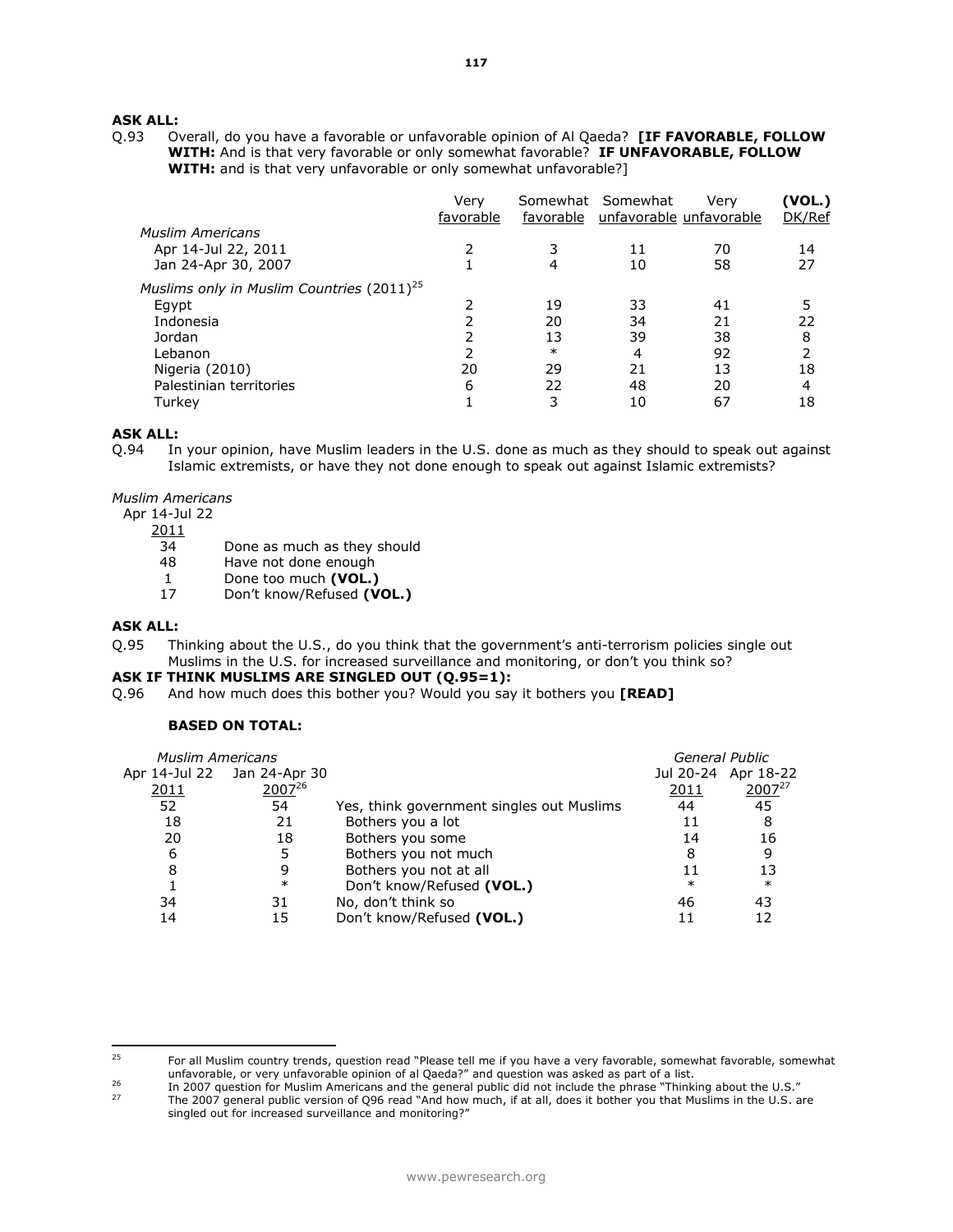**ASK ALL:**

Q.93 Overall, do you have a favorable or unfavorable opinion of Al Qaeda? **[IF FAVORABLE, FOLLOW WITH:** And is that very favorable or only somewhat favorable? **IF UNFAVORABLE, FOLLOW WITH:** and is that very unfavorable or only somewhat unfavorable?]

| | Very favorable | Somewhat favorable | Somewhat unfavorable | Very unfavorable | **(VOL.)** DK/Ref |
|---|---|---|---|---|---|
| *Muslim Americans* | | | | | |
| Apr 14-Jul 22, 2011 | 2 | 3 | 11 | 70 | 14 |
| Jan 24-Apr 30, 2007 | 1 | 4 | 10 | 58 | 27 |
| *Muslims only in Muslim Countries (2011)*[25] | | | | | |
| Egypt | 2 | 19 | 33 | 41 | 5 |
| Indonesia | 2 | 20 | 34 | 21 | 22 |
| Jordan | 2 | 13 | 39 | 38 | 8 |
| Lebanon | 2 | * | 4 | 92 | 2 |
| Nigeria (2010) | 20 | 29 | 21 | 13 | 18 |
| Palestinian territories | 6 | 22 | 48 | 20 | 4 |
| Turkey | 1 | 3 | 10 | 67 | 18 |

**ASK ALL:**

Q.94 In your opinion, have Muslim leaders in the U.S. done as much as they should to speak out against Islamic extremists, or have they not done enough to speak out against Islamic extremists?

| *Muslim Americans* Apr 14-Jul 22 2011 | |
|---|---|
| 34 | Done as much as they should |
| 48 | Have not done enough |
| 1 | Done too much **(VOL.)** |
| 17 | Don't know/Refused **(VOL.)** |

**ASK ALL:**

Q.95 Thinking about the U.S., do you think that the government's anti-terrorism policies single out Muslims in the U.S. for increased surveillance and monitoring, or don't you think so?

**ASK IF THINK MUSLIMS ARE SINGLED OUT (Q.95=1):**

Q.96 And how much does this bother you? Would you say it bothers you **[READ]**

**BASED ON TOTAL:**

| *Muslim Americans* | | | *General Public* | |
|---|---|---|---|---|
| Apr 14-Jul 22 2011 | Jan 24-Apr 30 2007[26] | | Jul 20-24 2011 | Apr 18-22 2007[27] |
| 52 | 54 | Yes, think government singles out Muslims | 44 | 45 |
| 18 | 21 | Bothers you a lot | 11 | 8 |
| 20 | 18 | Bothers you some | 14 | 16 |
| 6 | 5 | Bothers you not much | 8 | 9 |
| 8 | 9 | Bothers you not at all | 11 | 13 |
| 1 | * | Don't know/Refused **(VOL.)** | * | * |
| 34 | 31 | No, don't think so | 46 | 43 |
| 14 | 15 | Don't know/Refused **(VOL.)** | 11 | 12 |

---

[25] For all Muslim country trends, question read "Please tell me if you have a very favorable, somewhat favorable, somewhat unfavorable, or very unfavorable opinion of al Qaeda?" and question was asked as part of a list.

[26] In 2007 question for Muslim Americans and the general public did not include the phrase "Thinking about the U.S."

[27] The 2007 general public version of Q96 read "And how much, if at all, does it bother you that Muslims in the U.S. are singled out for increased surveillance and monitoring?"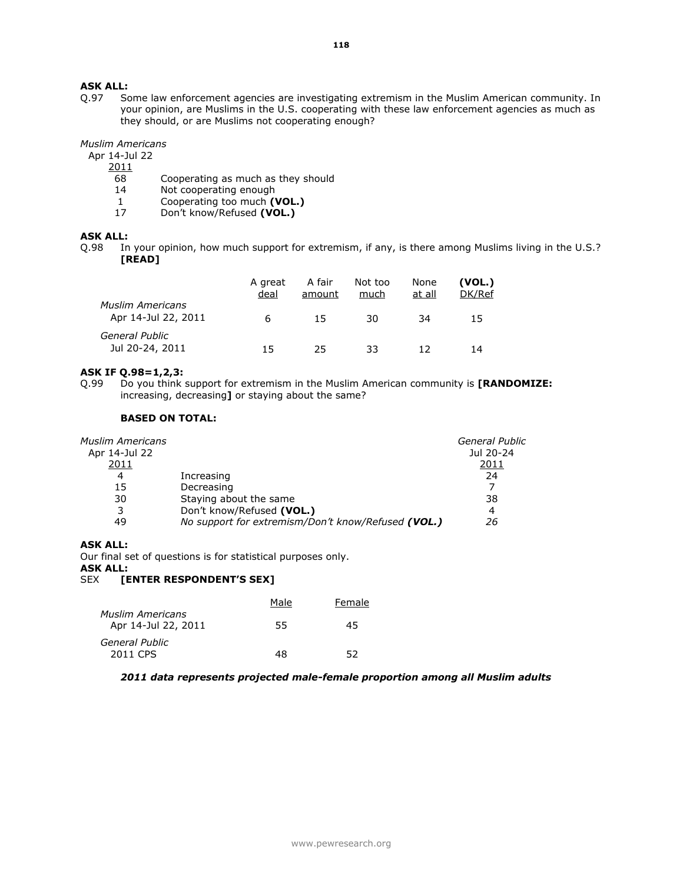**ASK ALL:**

Q.97 Some law enforcement agencies are investigating extremism in the Muslim American community. In your opinion, are Muslims in the U.S. cooperating with these law enforcement agencies as much as they should, or are Muslims not cooperating enough?

| *Muslim Americans* Apr 14-Jul 22 2011 | |
|---|---|
| 68 | Cooperating as much as they should |
| 14 | Not cooperating enough |
| 1 | Cooperating too much **(VOL.)** |
| 17 | Don't know/Refused **(VOL.)** |

**ASK ALL:**

Q.98 In your opinion, how much support for extremism, if any, is there among Muslims living in the U.S.? **[READ]**

| | A great deal | A fair amount | Not too much | None at all | **(VOL.)** DK/Ref |
|---|---|---|---|---|---|
| *Muslim Americans* | | | | | |
| Apr 14-Jul 22, 2011 | 6 | 15 | 30 | 34 | 15 |
| *General Public* | | | | | |
| Jul 20-24, 2011 | 15 | 25 | 33 | 12 | 14 |

**ASK IF Q.98=1,2,3:**

Q.99 Do you think support for extremism in the Muslim American community is **[RANDOMIZE:** increasing, decreasing**]** or staying about the same?

**BASED ON TOTAL:**

| *Muslim Americans* Apr 14-Jul 22 2011 | | *General Public* Jul 20-24 2011 |
|---|---|---|
| 4 | Increasing | 24 |
| 15 | Decreasing | 7 |
| 30 | Staying about the same | 38 |
| 3 | Don't know/Refused **(VOL.)** | 4 |
| *49* | *No support for extremism/Don't know/Refused* ***(VOL.)*** | *26* |

**ASK ALL:**

Our final set of questions is for statistical purposes only.

**ASK ALL:**

SEX **[ENTER RESPONDENT'S SEX]**

| | Male | Female |
|---|---|---|
| *Muslim Americans* | | |
| Apr 14-Jul 22, 2011 | 55 | 45 |
| *General Public* | | |
| 2011 CPS | 48 | 52 |

***2011 data represents projected male-female proportion among all Muslim adults***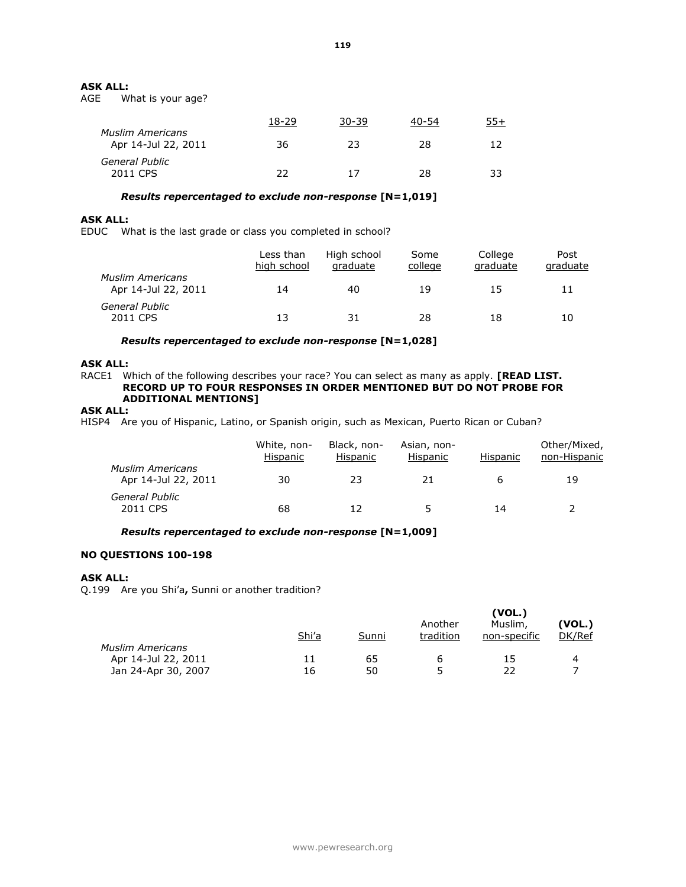**ASK ALL:**
AGE What is your age?

| | 18-29 | 30-39 | 40-54 | 55+ |
|---|---|---|---|---|
| *Muslim Americans* | | | | |
| Apr 14-Jul 22, 2011 | 36 | 23 | 28 | 12 |
| *General Public* | | | | |
| 2011 CPS | 22 | 17 | 28 | 33 |

***Results repercentaged to exclude non-response* [N=1,019]**

**ASK ALL:**
EDUC What is the last grade or class you completed in school?

| | Less than high school | High school graduate | Some college | College graduate | Post graduate |
|---|---|---|---|---|---|
| *Muslim Americans* | | | | | |
| Apr 14-Jul 22, 2011 | 14 | 40 | 19 | 15 | 11 |
| *General Public* | | | | | |
| 2011 CPS | 13 | 31 | 28 | 18 | 10 |

***Results repercentaged to exclude non-response* [N=1,028]**

**ASK ALL:**
RACE1 Which of the following describes your race? You can select as many as apply. **[READ LIST. RECORD UP TO FOUR RESPONSES IN ORDER MENTIONED BUT DO NOT PROBE FOR ADDITIONAL MENTIONS]**

**ASK ALL:**
HISP4 Are you of Hispanic, Latino, or Spanish origin, such as Mexican, Puerto Rican or Cuban?

| | White, non-Hispanic | Black, non-Hispanic | Asian, non-Hispanic | Hispanic | Other/Mixed, non-Hispanic |
|---|---|---|---|---|---|
| *Muslim Americans* | | | | | |
| Apr 14-Jul 22, 2011 | 30 | 23 | 21 | 6 | 19 |
| *General Public* | | | | | |
| 2011 CPS | 68 | 12 | 5 | 14 | 2 |

***Results repercentaged to exclude non-response* [N=1,009]**

**NO QUESTIONS 100-198**

**ASK ALL:**
Q.199 Are you Shi'a**,** Sunni or another tradition?

| | Shi'a | Sunni | Another tradition | (VOL.) Muslim, non-specific | (VOL.) DK/Ref |
|---|---|---|---|---|---|
| *Muslim Americans* | | | | | |
| Apr 14-Jul 22, 2011 | 11 | 65 | 6 | 15 | 4 |
| Jan 24-Apr 30, 2007 | 16 | 50 | 5 | 22 | 7 |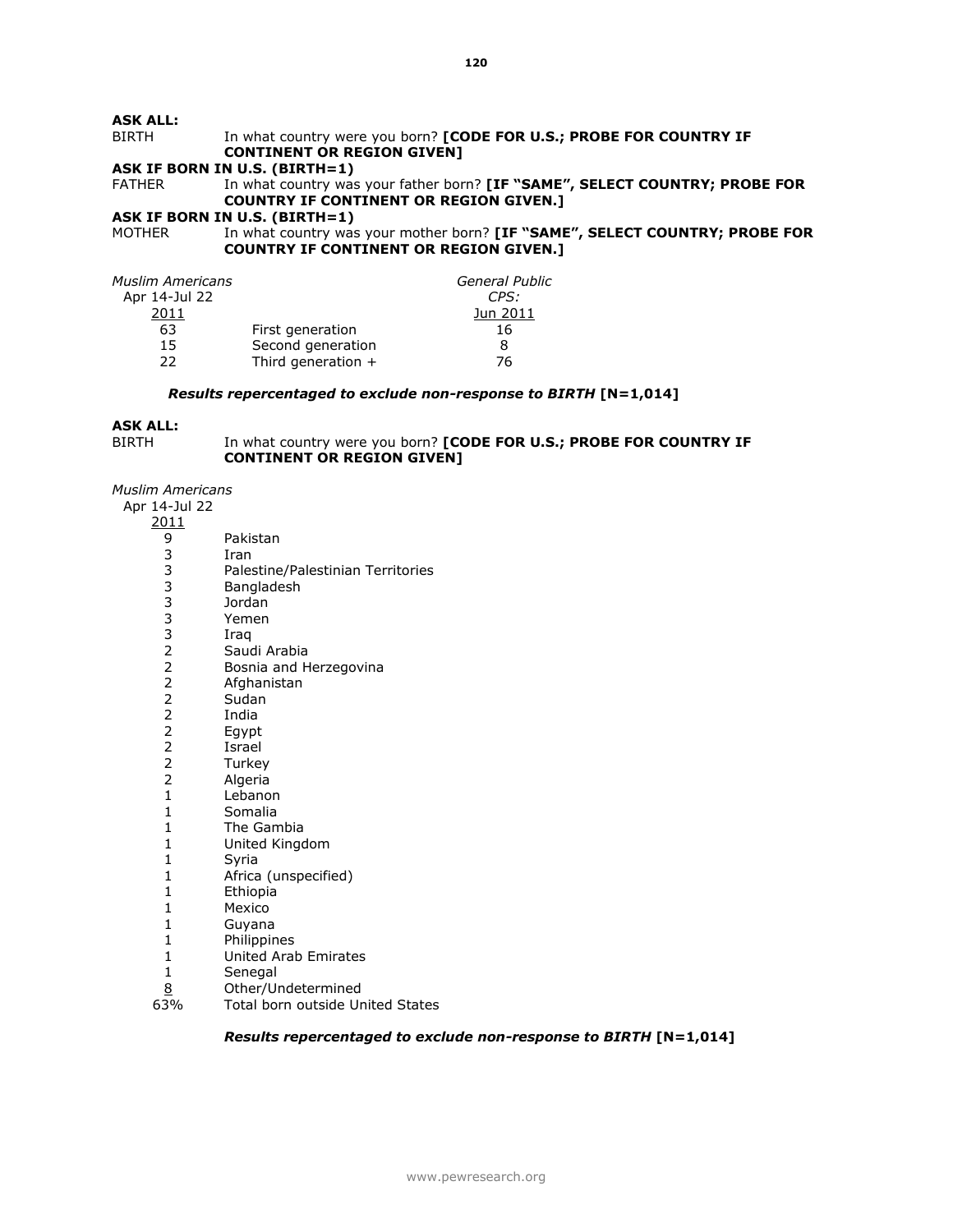**ASK ALL:**

BIRTH In what country were you born? **[CODE FOR U.S.; PROBE FOR COUNTRY IF CONTINENT OR REGION GIVEN]**

**ASK IF BORN IN U.S. (BIRTH=1)**

FATHER In what country was your father born? **[IF "SAME", SELECT COUNTRY; PROBE FOR COUNTRY IF CONTINENT OR REGION GIVEN.]**

**ASK IF BORN IN U.S. (BIRTH=1)**

MOTHER In what country was your mother born? **[IF "SAME", SELECT COUNTRY; PROBE FOR COUNTRY IF CONTINENT OR REGION GIVEN.]**

| *Muslim Americans* Apr 14-Jul 22 2011 | | *General Public* *CPS:* Jun 2011 |
|---|---|---|
| 63 | First generation | 16 |
| 15 | Second generation | 8 |
| 22 | Third generation + | 76 |

***Results repercentaged to exclude non-response to BIRTH* [N=1,014]**

**ASK ALL:**

BIRTH In what country were you born? **[CODE FOR U.S.; PROBE FOR COUNTRY IF CONTINENT OR REGION GIVEN]**

| *Muslim Americans* Apr 14-Jul 22 2011 | |
|---|---|
| 9 | Pakistan |
| 3 | Iran |
| 3 | Palestine/Palestinian Territories |
| 3 | Bangladesh |
| 3 | Jordan |
| 3 | Yemen |
| 3 | Iraq |
| 2 | Saudi Arabia |
| 2 | Bosnia and Herzegovina |
| 2 | Afghanistan |
| 2 | Sudan |
| 2 | India |
| 2 | Egypt |
| 2 | Israel |
| 2 | Turkey |
| 2 | Algeria |
| 1 | Lebanon |
| 1 | Somalia |
| 1 | The Gambia |
| 1 | United Kingdom |
| 1 | Syria |
| 1 | Africa (unspecified) |
| 1 | Ethiopia |
| 1 | Mexico |
| 1 | Guyana |
| 1 | Philippines |
| 1 | United Arab Emirates |
| 1 | Senegal |
| 8 | Other/Undetermined |
| 63% | Total born outside United States |

***Results repercentaged to exclude non-response to BIRTH* [N=1,014]**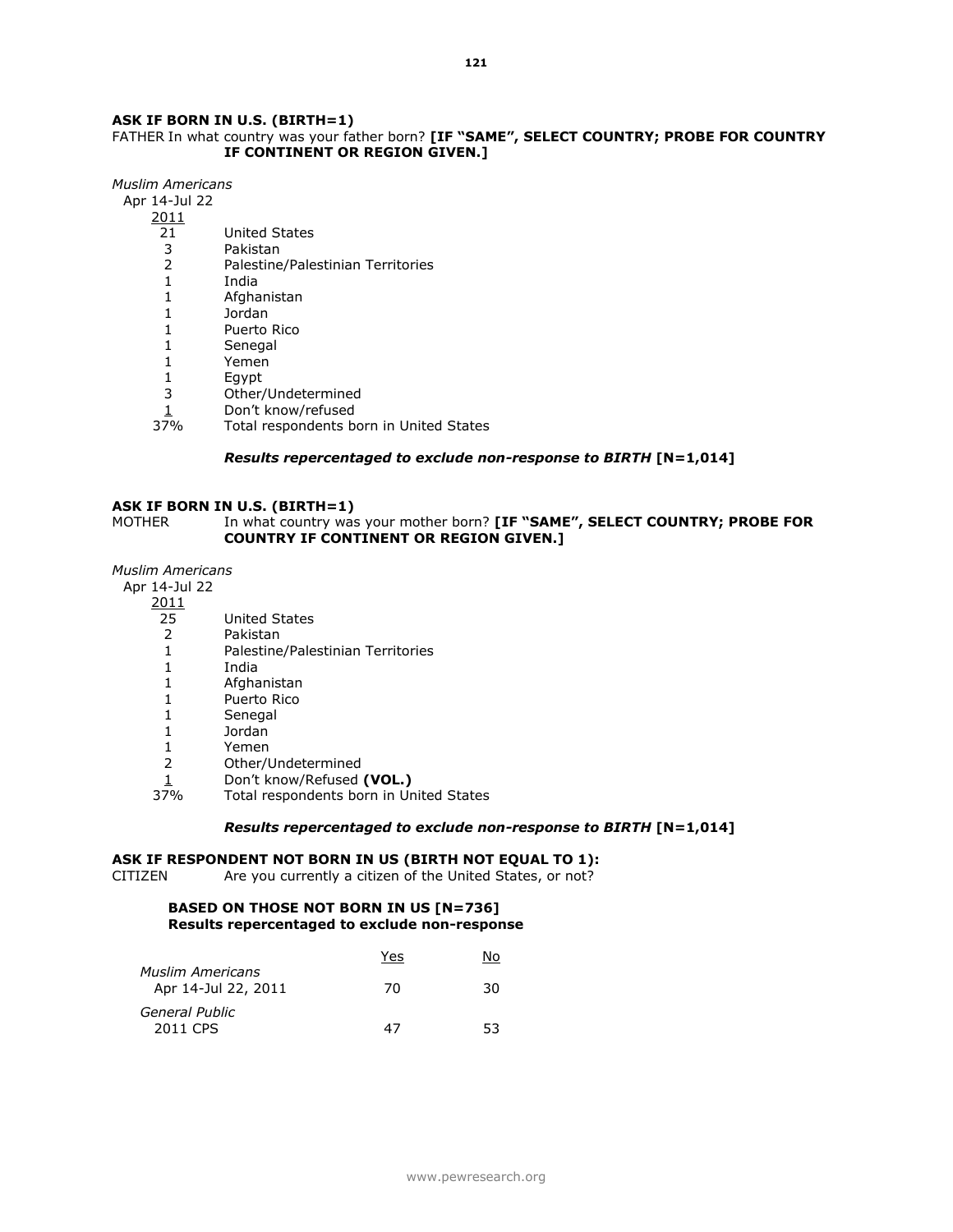**ASK IF BORN IN U.S. (BIRTH=1)**

FATHER In what country was your father born? **[IF "SAME", SELECT COUNTRY; PROBE FOR COUNTRY IF CONTINENT OR REGION GIVEN.]**

| *Muslim Americans* Apr 14-Jul 22 2011 | |
|---|---|
| 21 | United States |
| 3 | Pakistan |
| 2 | Palestine/Palestinian Territories |
| 1 | India |
| 1 | Afghanistan |
| 1 | Jordan |
| 1 | Puerto Rico |
| 1 | Senegal |
| 1 | Yemen |
| 1 | Egypt |
| 3 | Other/Undetermined |
| 1 | Don't know/refused |
| 37% | Total respondents born in United States |

***Results repercentaged to exclude non-response to BIRTH* [N=1,014]**

**ASK IF BORN IN U.S. (BIRTH=1)**

MOTHER In what country was your mother born? **[IF "SAME", SELECT COUNTRY; PROBE FOR COUNTRY IF CONTINENT OR REGION GIVEN.]**

| *Muslim Americans* Apr 14-Jul 22 2011 | |
|---|---|
| 25 | United States |
| 2 | Pakistan |
| 1 | Palestine/Palestinian Territories |
| 1 | India |
| 1 | Afghanistan |
| 1 | Puerto Rico |
| 1 | Senegal |
| 1 | Jordan |
| 1 | Yemen |
| 2 | Other/Undetermined |
| 1 | Don't know/Refused **(VOL.)** |
| 37% | Total respondents born in United States |

***Results repercentaged to exclude non-response to BIRTH* [N=1,014]**

**ASK IF RESPONDENT NOT BORN IN US (BIRTH NOT EQUAL TO 1):**

CITIZEN Are you currently a citizen of the United States, or not?

**BASED ON THOSE NOT BORN IN US [N=736]**
**Results repercentaged to exclude non-response**

| | Yes | No |
|---|---|---|
| *Muslim Americans* Apr 14-Jul 22, 2011 | 70 | 30 |
| *General Public* 2011 CPS | 47 | 53 |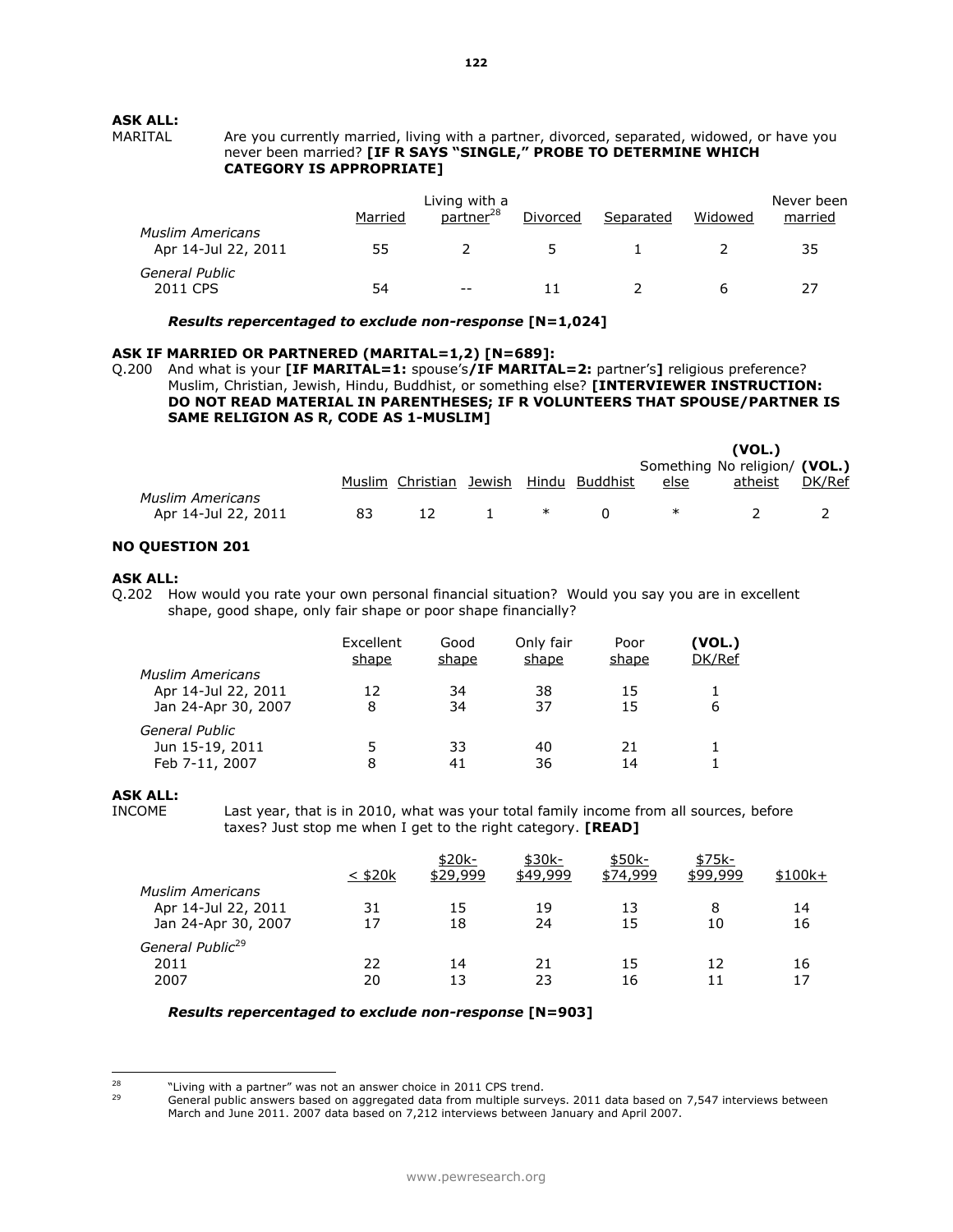**ASK ALL:**

MARITAL Are you currently married, living with a partner, divorced, separated, widowed, or have you never been married? **[IF R SAYS "SINGLE," PROBE TO DETERMINE WHICH CATEGORY IS APPROPRIATE]**

| | Married | Living with a partner[28] | Divorced | Separated | Widowed | Never been married |
|---|---|---|---|---|---|---|
| *Muslim Americans* | | | | | | |
| Apr 14-Jul 22, 2011 | 55 | 2 | 5 | 1 | 2 | 35 |
| *General Public* | | | | | | |
| 2011 CPS | 54 | -- | 11 | 2 | 6 | 27 |

***Results repercentaged to exclude non-response* [N=1,024]**

**ASK IF MARRIED OR PARTNERED (MARITAL=1,2) [N=689]:**

Q.200 And what is your **[IF MARITAL=1:** spouse's**/IF MARITAL=2:** partner's**]** religious preference? Muslim, Christian, Jewish, Hindu, Buddhist, or something else? **[INTERVIEWER INSTRUCTION: DO NOT READ MATERIAL IN PARENTHESES; IF R VOLUNTEERS THAT SPOUSE/PARTNER IS SAME RELIGION AS R, CODE AS 1-MUSLIM]**

| | Muslim | Christian | Jewish | Hindu | Buddhist | Something else | **(VOL.)** No religion/ atheist | **(VOL.)** DK/Ref |
|---|---|---|---|---|---|---|---|---|
| *Muslim Americans* | | | | | | | | |
| Apr 14-Jul 22, 2011 | 83 | 12 | 1 | * | 0 | * | 2 | 2 |

**NO QUESTION 201**

**ASK ALL:**

Q.202 How would you rate your own personal financial situation? Would you say you are in excellent shape, good shape, only fair shape or poor shape financially?

| | Excellent shape | Good shape | Only fair shape | Poor shape | **(VOL.)** DK/Ref |
|---|---|---|---|---|---|
| *Muslim Americans* | | | | | |
| Apr 14-Jul 22, 2011 | 12 | 34 | 38 | 15 | 1 |
| Jan 24-Apr 30, 2007 | 8 | 34 | 37 | 15 | 6 |
| *General Public* | | | | | |
| Jun 15-19, 2011 | 5 | 33 | 40 | 21 | 1 |
| Feb 7-11, 2007 | 8 | 41 | 36 | 14 | 1 |

**ASK ALL:**

INCOME Last year, that is in 2010, what was your total family income from all sources, before taxes? Just stop me when I get to the right category. **[READ]**

| | < $20k | $20k-$29,999 | $30k-$49,999 | $50k-$74,999 | $75k-$99,999 | $100k+ |
|---|---|---|---|---|---|---|
| *Muslim Americans* | | | | | | |
| Apr 14-Jul 22, 2011 | 31 | 15 | 19 | 13 | 8 | 14 |
| Jan 24-Apr 30, 2007 | 17 | 18 | 24 | 15 | 10 | 16 |
| *General Public*[29] | | | | | | |
| 2011 | 22 | 14 | 21 | 15 | 12 | 16 |
| 2007 | 20 | 13 | 23 | 16 | 11 | 17 |

***Results repercentaged to exclude non-response* [N=903]**

---

[28] "Living with a partner" was not an answer choice in 2011 CPS trend.

[29] General public answers based on aggregated data from multiple surveys. 2011 data based on 7,547 interviews between March and June 2011. 2007 data based on 7,212 interviews between January and April 2007.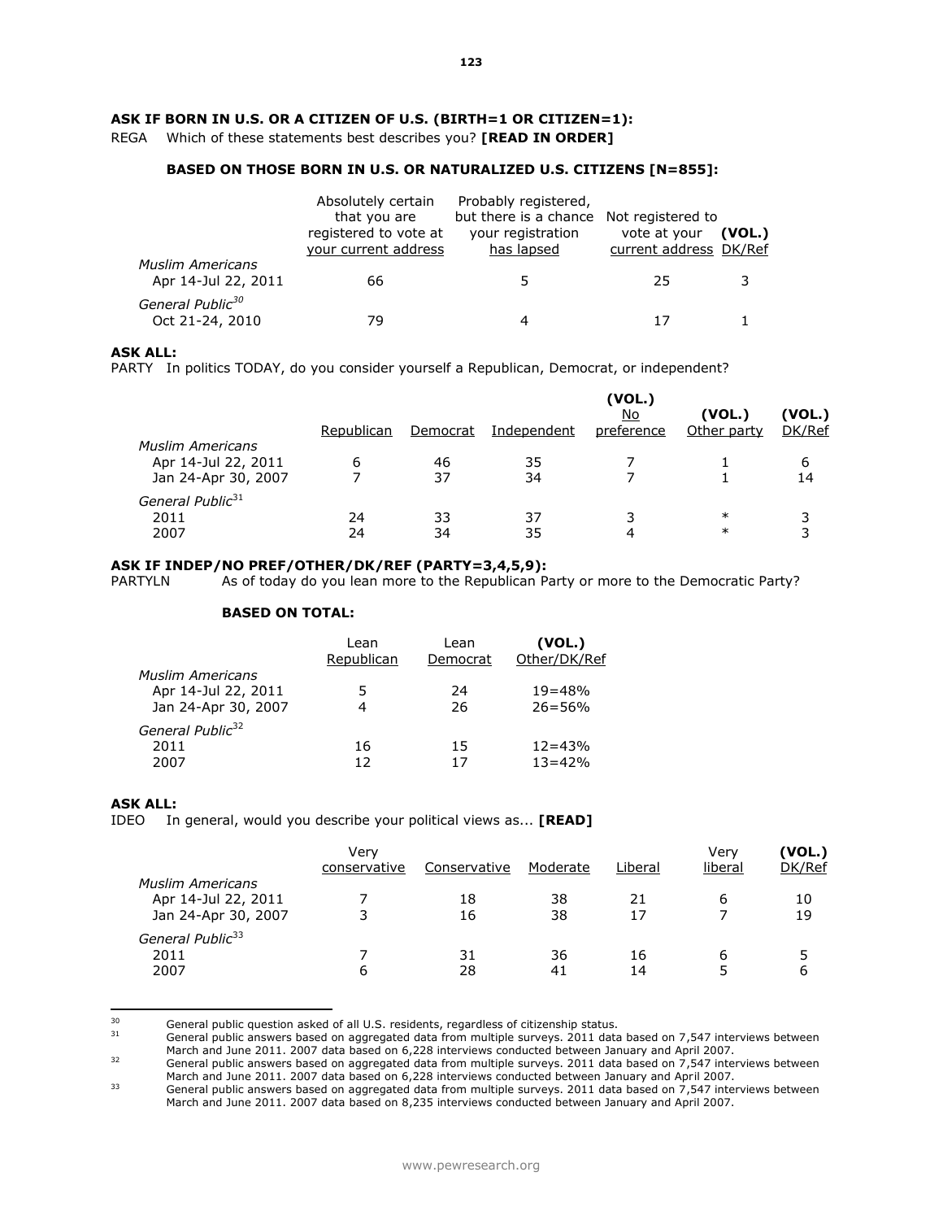**ASK IF BORN IN U.S. OR A CITIZEN OF U.S. (BIRTH=1 OR CITIZEN=1):**

REGA Which of these statements best describes you? **[READ IN ORDER]**

**BASED ON THOSE BORN IN U.S. OR NATURALIZED U.S. CITIZENS [N=855]:**

| | Absolutely certain that you are registered to vote at your current address | Probably registered, but there is a chance your registration has lapsed | Not registered to vote at your current address | (VOL.) DK/Ref |
|---|---|---|---|---|
| *Muslim Americans* | | | | |
| Apr 14-Jul 22, 2011 | 66 | 5 | 25 | 3 |
| *General Public*[30] | | | | |
| Oct 21-24, 2010 | 79 | 4 | 17 | 1 |

**ASK ALL:**

PARTY In politics TODAY, do you consider yourself a Republican, Democrat, or independent?

| | Republican | Democrat | Independent | (VOL.) No preference | (VOL.) Other party | (VOL.) DK/Ref |
|---|---|---|---|---|---|---|
| *Muslim Americans* | | | | | | |
| Apr 14-Jul 22, 2011 | 6 | 46 | 35 | 7 | 1 | 6 |
| Jan 24-Apr 30, 2007 | 7 | 37 | 34 | 7 | 1 | 14 |
| *General Public*[31] | | | | | | |
| 2011 | 24 | 33 | 37 | 3 | * | 3 |
| 2007 | 24 | 34 | 35 | 4 | * | 3 |

**ASK IF INDEP/NO PREF/OTHER/DK/REF (PARTY=3,4,5,9):**

PARTYLN As of today do you lean more to the Republican Party or more to the Democratic Party?

**BASED ON TOTAL:**

| | Lean Republican | Lean Democrat | (VOL.) Other/DK/Ref |
|---|---|---|---|
| *Muslim Americans* | | | |
| Apr 14-Jul 22, 2011 | 5 | 24 | 19=48% |
| Jan 24-Apr 30, 2007 | 4 | 26 | 26=56% |
| *General Public*[32] | | | |
| 2011 | 16 | 15 | 12=43% |
| 2007 | 12 | 17 | 13=42% |

**ASK ALL:**

IDEO In general, would you describe your political views as... **[READ]**

| | Very conservative | Conservative | Moderate | Liberal | Very liberal | (VOL.) DK/Ref |
|---|---|---|---|---|---|---|
| *Muslim Americans* | | | | | | |
| Apr 14-Jul 22, 2011 | 7 | 18 | 38 | 21 | 6 | 10 |
| Jan 24-Apr 30, 2007 | 3 | 16 | 38 | 17 | 7 | 19 |
| *General Public*[33] | | | | | | |
| 2011 | 7 | 31 | 36 | 16 | 6 | 5 |
| 2007 | 6 | 28 | 41 | 14 | 5 | 6 |

---

[30] General public question asked of all U.S. residents, regardless of citizenship status.

[31] General public answers based on aggregated data from multiple surveys. 2011 data based on 7,547 interviews between March and June 2011. 2007 data based on 6,228 interviews conducted between January and April 2007.

[32] General public answers based on aggregated data from multiple surveys. 2011 data based on 7,547 interviews between March and June 2011. 2007 data based on 6,228 interviews conducted between January and April 2007.

[33] General public answers based on aggregated data from multiple surveys. 2011 data based on 7,547 interviews between March and June 2011. 2007 data based on 8,235 interviews conducted between January and April 2007.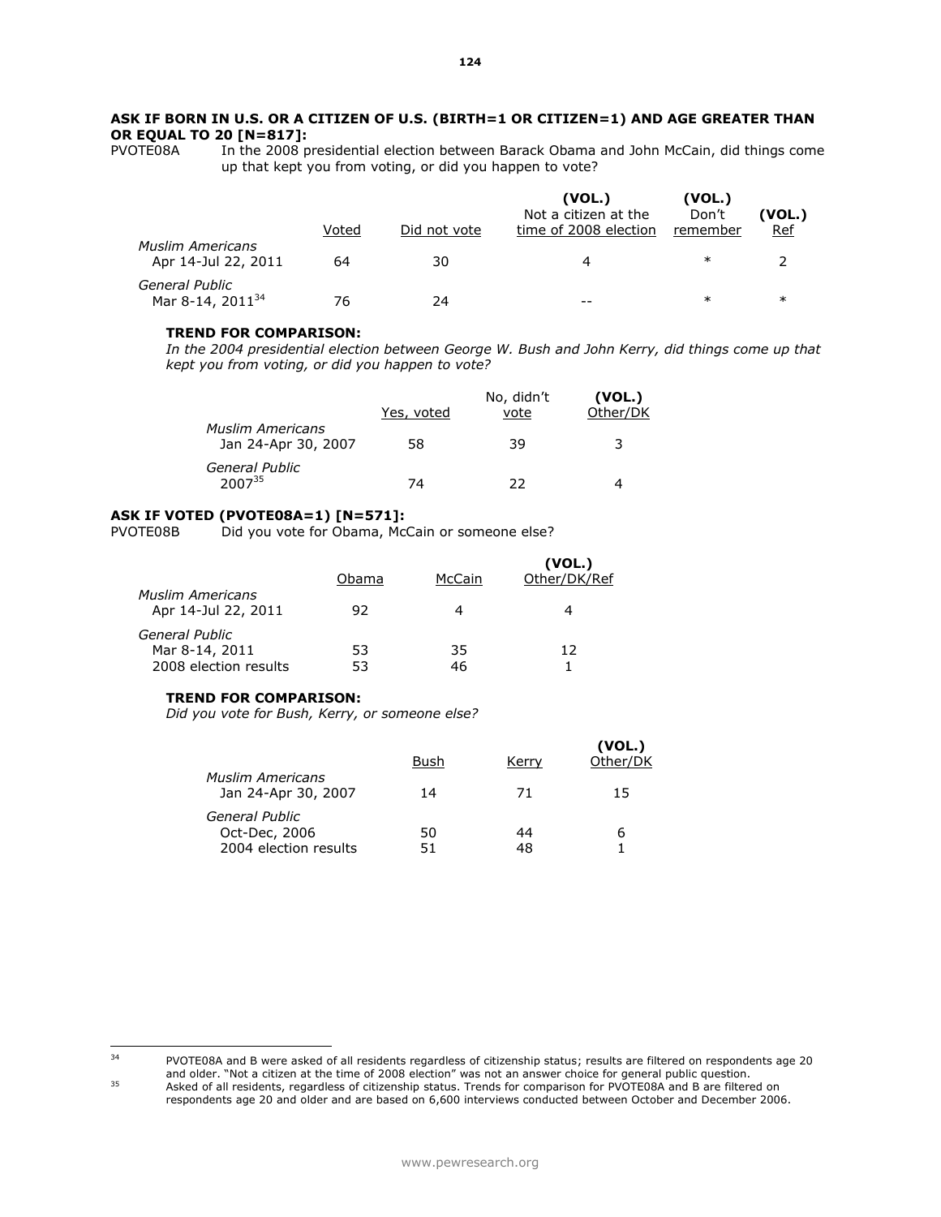**ASK IF BORN IN U.S. OR A CITIZEN OF U.S. (BIRTH=1 OR CITIZEN=1) AND AGE GREATER THAN OR EQUAL TO 20 [N=817]:**

PVOTE08A In the 2008 presidential election between Barack Obama and John McCain, did things come up that kept you from voting, or did you happen to vote?

| | Voted | Did not vote | **(VOL.)** Not a citizen at the time of 2008 election | **(VOL.)** Don't remember | **(VOL.)** Ref |
|---|---|---|---|---|---|
| *Muslim Americans* Apr 14-Jul 22, 2011 | 64 | 30 | 4 | * | 2 |
| *General Public* Mar 8-14, 2011[34] | 76 | 24 | -- | * | * |

**TREND FOR COMPARISON:**

*In the 2004 presidential election between George W. Bush and John Kerry, did things come up that kept you from voting, or did you happen to vote?*

| | Yes, voted | No, didn't vote | **(VOL.)** Other/DK |
|---|---|---|---|
| *Muslim Americans* Jan 24-Apr 30, 2007 | 58 | 39 | 3 |
| *General Public* 2007[35] | 74 | 22 | 4 |

**ASK IF VOTED (PVOTE08A=1) [N=571]:**

PVOTE08B Did you vote for Obama, McCain or someone else?

| | Obama | McCain | **(VOL.)** Other/DK/Ref |
|---|---|---|---|
| *Muslim Americans* Apr 14-Jul 22, 2011 | 92 | 4 | 4 |
| *General Public* Mar 8-14, 2011 | 53 | 35 | 12 |
| 2008 election results | 53 | 46 | 1 |

**TREND FOR COMPARISON:**

*Did you vote for Bush, Kerry, or someone else?*

| | Bush | Kerry | **(VOL.)** Other/DK |
|---|---|---|---|
| *Muslim Americans* Jan 24-Apr 30, 2007 | 14 | 71 | 15 |
| *General Public* Oct-Dec, 2006 | 50 | 44 | 6 |
| 2004 election results | 51 | 48 | 1 |

---

[34] PVOTE08A and B were asked of all residents regardless of citizenship status; results are filtered on respondents age 20 and older. "Not a citizen at the time of 2008 election" was not an answer choice for general public question.

[35] Asked of all residents, regardless of citizenship status. Trends for comparison for PVOTE08A and B are filtered on respondents age 20 and older and are based on 6,600 interviews conducted between October and December 2006.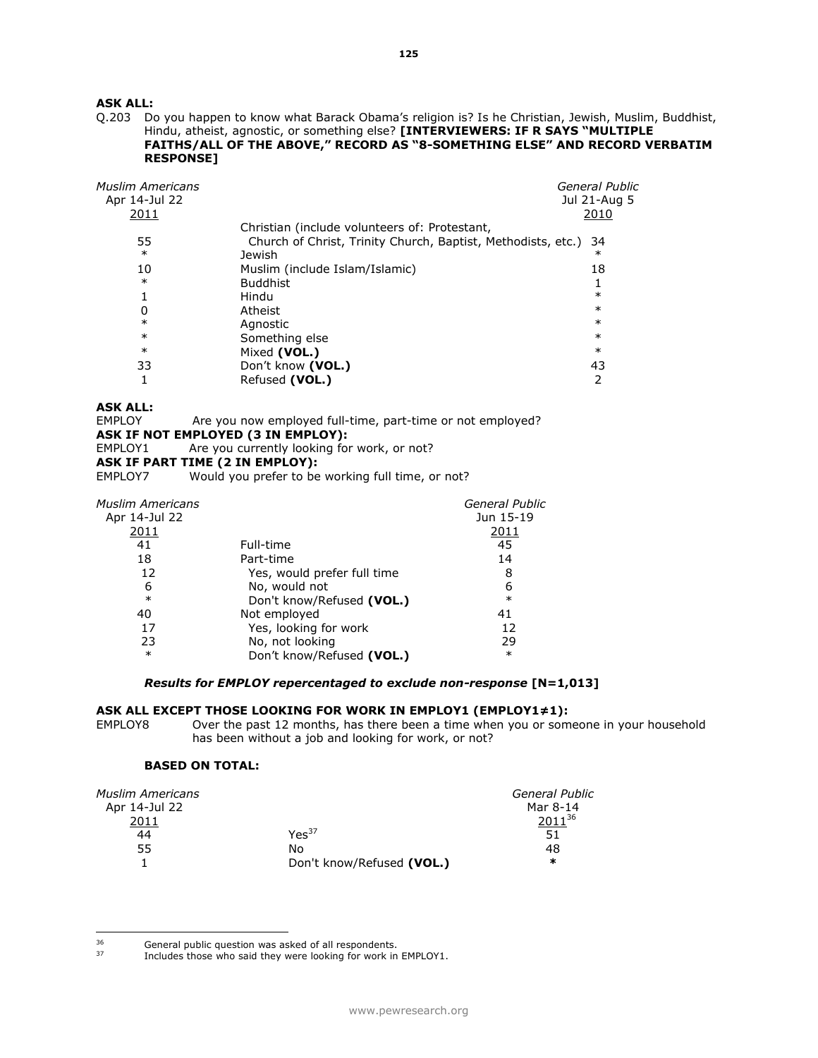**ASK ALL:**

Q.203 Do you happen to know what Barack Obama's religion is? Is he Christian, Jewish, Muslim, Buddhist, Hindu, atheist, agnostic, or something else? **[INTERVIEWERS: IF R SAYS "MULTIPLE FAITHS/ALL OF THE ABOVE," RECORD AS "8-SOMETHING ELSE" AND RECORD VERBATIM RESPONSE]**

| *Muslim Americans* Apr 14-Jul 22 2011 | | *General Public* Jul 21-Aug 5 2010 |
|---|---|---|
| 55 | Christian (include volunteers of: Protestant, Church of Christ, Trinity Church, Baptist, Methodists, etc.) | 34 |
| * | Jewish | * |
| 10 | Muslim (include Islam/Islamic) | 18 |
| * | Buddhist | 1 |
| 1 | Hindu | * |
| 0 | Atheist | * |
| * | Agnostic | * |
| * | Something else | * |
| * | Mixed **(VOL.)** | * |
| 33 | Don't know **(VOL.)** | 43 |
| 1 | Refused **(VOL.)** | 2 |

**ASK ALL:**

EMPLOY Are you now employed full-time, part-time or not employed?

**ASK IF NOT EMPLOYED (3 IN EMPLOY):**

EMPLOY1 Are you currently looking for work, or not?

**ASK IF PART TIME (2 IN EMPLOY):**

EMPLOY7 Would you prefer to be working full time, or not?

| *Muslim Americans* Apr 14-Jul 22 2011 | | *General Public* Jun 15-19 2011 |
|---|---|---|
| 41 | Full-time | 45 |
| 18 | Part-time | 14 |
| 12 | Yes, would prefer full time | 8 |
| 6 | No, would not | 6 |
| * | Don't know/Refused **(VOL.)** | * |
| 40 | Not employed | 41 |
| 17 | Yes, looking for work | 12 |
| 23 | No, not looking | 29 |
| * | Don't know/Refused **(VOL.)** | * |

***Results for EMPLOY repercentaged to exclude non-response* [N=1,013]**

**ASK ALL EXCEPT THOSE LOOKING FOR WORK IN EMPLOY1 (EMPLOY1≠1):**

EMPLOY8 Over the past 12 months, has there been a time when you or someone in your household has been without a job and looking for work, or not?

**BASED ON TOTAL:**

| *Muslim Americans* Apr 14-Jul 22 2011 | | *General Public* Mar 8-14 2011[36] |
|---|---|---|
| 44 | Yes[37] | 51 |
| 55 | No | 48 |
| 1 | Don't know/Refused **(VOL.)** | * |

[36] General public question was asked of all respondents.

[37] Includes those who said they were looking for work in EMPLOY1.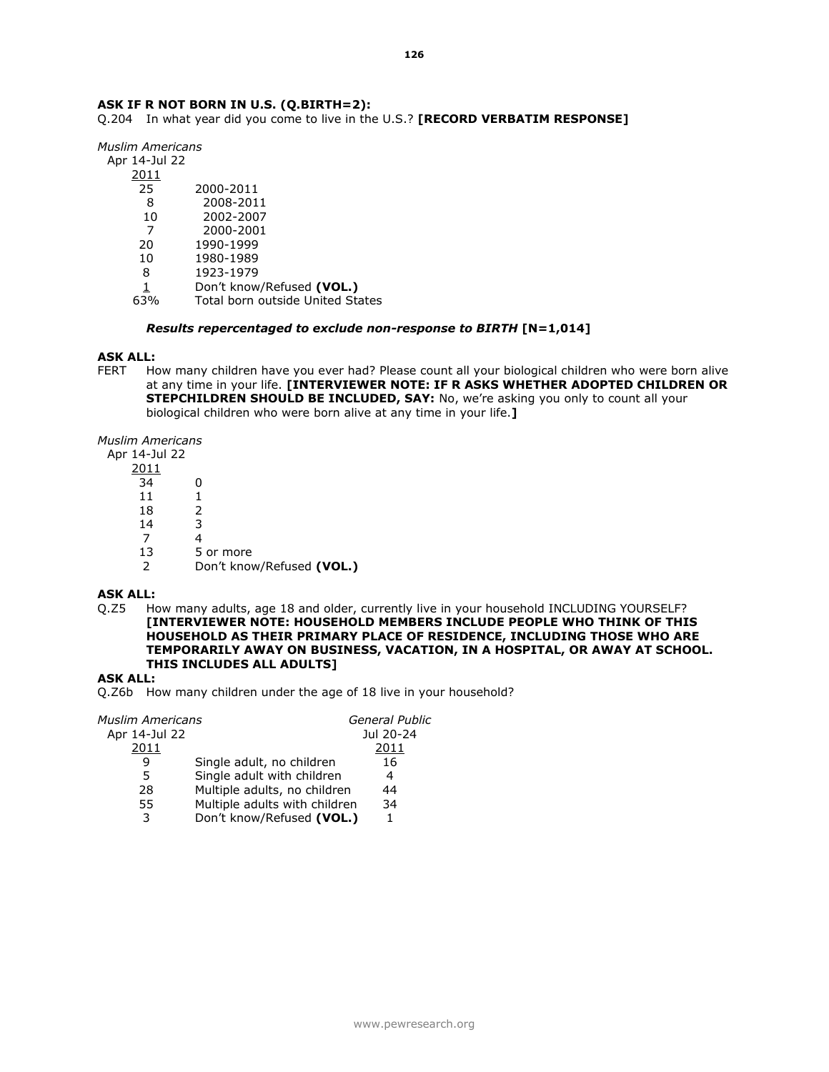**ASK IF R NOT BORN IN U.S. (Q.BIRTH=2):**

Q.204 In what year did you come to live in the U.S.? **[RECORD VERBATIM RESPONSE]**

| *Muslim Americans* Apr 14-Jul 22 2011 | |
|---|---|
| 25 | 2000-2011 |
| 8 | 2008-2011 |
| 10 | 2002-2007 |
| 7 | 2000-2001 |
| 20 | 1990-1999 |
| 10 | 1980-1989 |
| 8 | 1923-1979 |
| 1 | Don't know/Refused **(VOL.)** |
| 63% | Total born outside United States |

***Results repercentaged to exclude non-response to BIRTH* [N=1,014]**

**ASK ALL:**

FERT How many children have you ever had? Please count all your biological children who were born alive at any time in your life. **[INTERVIEWER NOTE: IF R ASKS WHETHER ADOPTED CHILDREN OR STEPCHILDREN SHOULD BE INCLUDED, SAY:** No, we're asking you only to count all your biological children who were born alive at any time in your life.**]**

| *Muslim Americans* Apr 14-Jul 22 2011 | |
|---|---|
| 34 | 0 |
| 11 | 1 |
| 18 | 2 |
| 14 | 3 |
| 7 | 4 |
| 13 | 5 or more |
| 2 | Don't know/Refused **(VOL.)** |

**ASK ALL:**

Q.Z5 How many adults, age 18 and older, currently live in your household INCLUDING YOURSELF? **[INTERVIEWER NOTE: HOUSEHOLD MEMBERS INCLUDE PEOPLE WHO THINK OF THIS HOUSEHOLD AS THEIR PRIMARY PLACE OF RESIDENCE, INCLUDING THOSE WHO ARE TEMPORARILY AWAY ON BUSINESS, VACATION, IN A HOSPITAL, OR AWAY AT SCHOOL. THIS INCLUDES ALL ADULTS]**

**ASK ALL:**

Q.Z6b How many children under the age of 18 live in your household?

| *Muslim Americans* Apr 14-Jul 22 2011 | | *General Public* Jul 20-24 2011 |
|---|---|---|
| 9 | Single adult, no children | 16 |
| 5 | Single adult with children | 4 |
| 28 | Multiple adults, no children | 44 |
| 55 | Multiple adults with children | 34 |
| 3 | Don't know/Refused **(VOL.)** | 1 |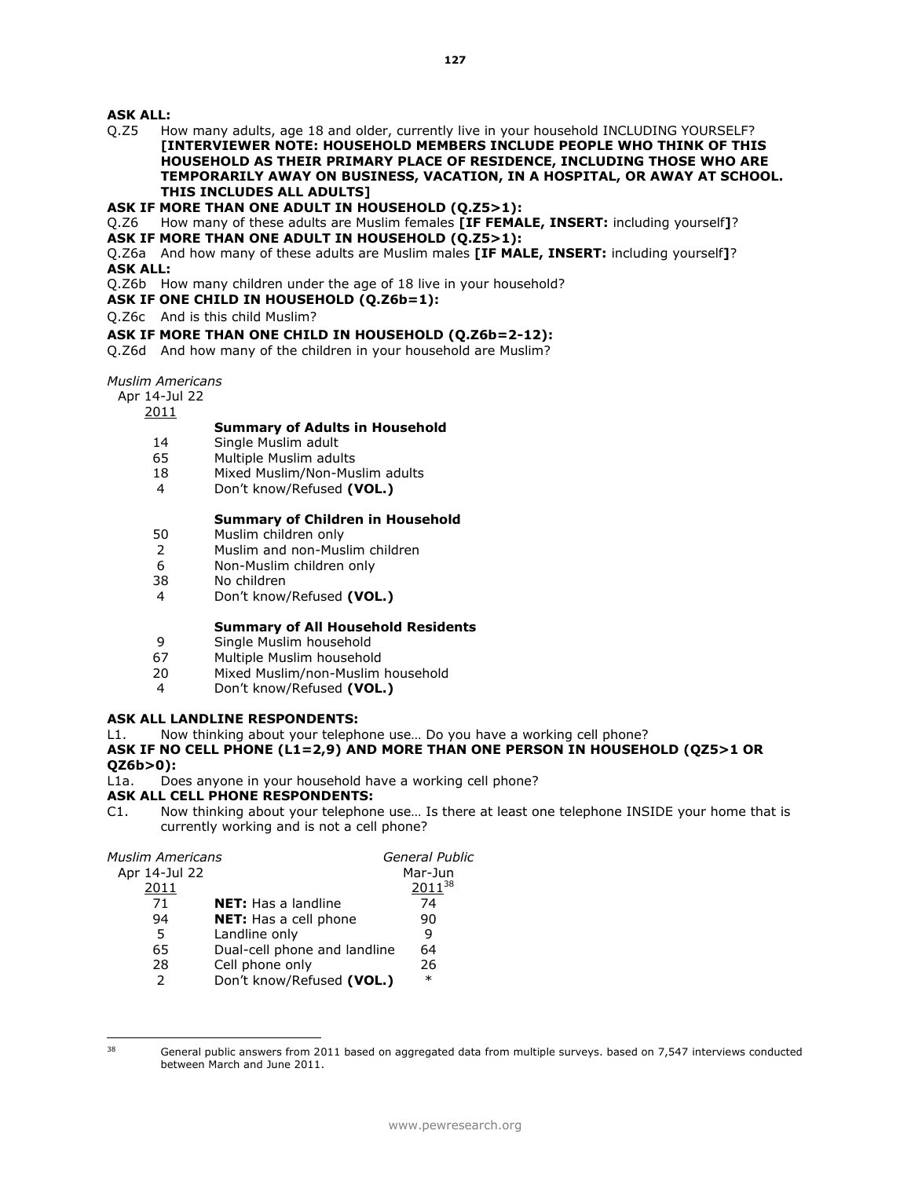**ASK ALL:**

Q.Z5 How many adults, age 18 and older, currently live in your household INCLUDING YOURSELF? **[INTERVIEWER NOTE: HOUSEHOLD MEMBERS INCLUDE PEOPLE WHO THINK OF THIS HOUSEHOLD AS THEIR PRIMARY PLACE OF RESIDENCE, INCLUDING THOSE WHO ARE TEMPORARILY AWAY ON BUSINESS, VACATION, IN A HOSPITAL, OR AWAY AT SCHOOL. THIS INCLUDES ALL ADULTS]**

**ASK IF MORE THAN ONE ADULT IN HOUSEHOLD (Q.Z5>1):**

Q.Z6 How many of these adults are Muslim females **[IF FEMALE, INSERT:** including yourself**]**?

**ASK IF MORE THAN ONE ADULT IN HOUSEHOLD (Q.Z5>1):**

Q.Z6a And how many of these adults are Muslim males **[IF MALE, INSERT:** including yourself**]**?

**ASK ALL:**

Q.Z6b How many children under the age of 18 live in your household?

**ASK IF ONE CHILD IN HOUSEHOLD (Q.Z6b=1):**

Q.Z6c And is this child Muslim?

**ASK IF MORE THAN ONE CHILD IN HOUSEHOLD (Q.Z6b=2-12):**

Q.Z6d And how many of the children in your household are Muslim?

| *Muslim Americans* Apr 14-Jul 22 2011 | |
|---|---|
| | **Summary of Adults in Household** |
| 14 | Single Muslim adult |
| 65 | Multiple Muslim adults |
| 18 | Mixed Muslim/Non-Muslim adults |
| 4 | Don't know/Refused **(VOL.)** |
| | **Summary of Children in Household** |
| 50 | Muslim children only |
| 2 | Muslim and non-Muslim children |
| 6 | Non-Muslim children only |
| 38 | No children |
| 4 | Don't know/Refused **(VOL.)** |
| | **Summary of All Household Residents** |
| 9 | Single Muslim household |
| 67 | Multiple Muslim household |
| 20 | Mixed Muslim/non-Muslim household |
| 4 | Don't know/Refused **(VOL.)** |

**ASK ALL LANDLINE RESPONDENTS:**

L1. Now thinking about your telephone use… Do you have a working cell phone?

**ASK IF NO CELL PHONE (L1=2,9) AND MORE THAN ONE PERSON IN HOUSEHOLD (QZ5>1 OR QZ6b>0):**

L1a. Does anyone in your household have a working cell phone?

**ASK ALL CELL PHONE RESPONDENTS:**

C1. Now thinking about your telephone use… Is there at least one telephone INSIDE your home that is currently working and is not a cell phone?

| *Muslim Americans* Apr 14-Jul 22 2011 | | *General Public* Mar-Jun 2011[38] |
|---|---|---|
| 71 | **NET:** Has a landline | 74 |
| 94 | **NET:** Has a cell phone | 90 |
| 5 | Landline only | 9 |
| 65 | Dual-cell phone and landline | 64 |
| 28 | Cell phone only | 26 |
| 2 | Don't know/Refused **(VOL.)** | * |

[38] General public answers from 2011 based on aggregated data from multiple surveys. based on 7,547 interviews conducted between March and June 2011.